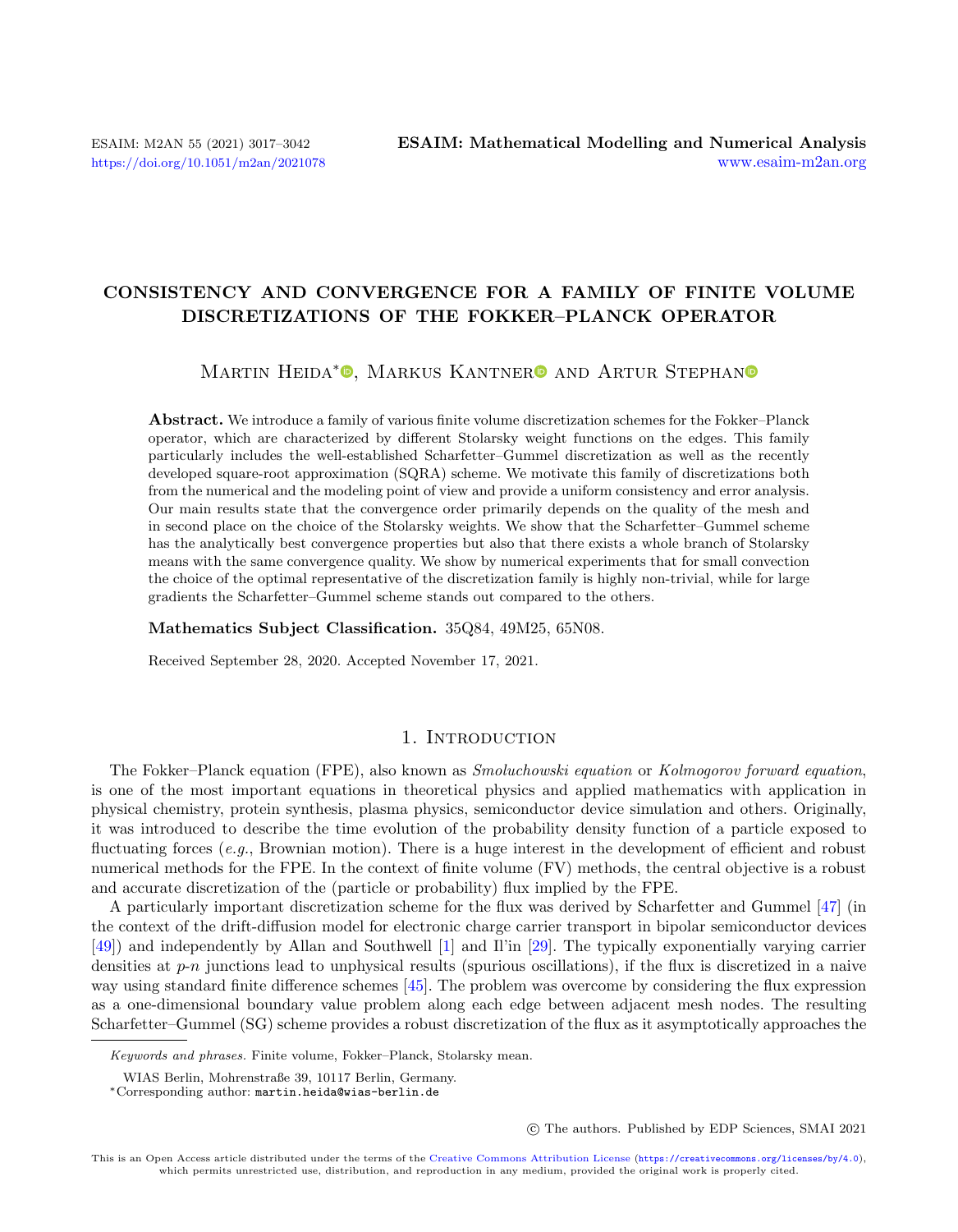# CONSISTENCY AND CONVERGENCE FOR A FAMILY OF FINITE VOLUME DISCRETIZATIONS OF THE FOKKER–PLANCK OPERATOR

Martin Heida*, Markus Kantner and Artur Stephan

**Abstract.** We introduce a family of various finite volume discretization schemes for the Fokker–Planck operator, which are characterized by different Stolarsky weight functions on the edges. This family particularly includes the well-established Scharfetter–Gummel discretization as well as the recently developed square-root approximation (SQRA) scheme. We motivate this family of discretizations both from the numerical and the modeling point of view and provide a uniform consistency and error analysis. Our main results state that the convergence order primarily depends on the quality of the mesh and in second place on the choice of the Stolarsky weights. We show that the Scharfetter–Gummel scheme has the analytically best convergence properties but also that there exists a whole branch of Stolarsky means with the same convergence quality. We show by numerical experiments that for small convection the choice of the optimal representative of the discretization family is highly non-trivial, while for large gradients the Scharfetter–Gummel scheme stands out compared to the others.

**Mathematics Subject Classification.** 35Q84, 49M25, 65N08.

Received September 28, 2020. Accepted November 17, 2021.

## 1. Introduction

The Fokker–Planck equation (FPE), also known as *Smoluchowski equation* or *Kolmogorov forward equation*, is one of the most important equations in theoretical physics and applied mathematics with application in physical chemistry, protein synthesis, plasma physics, semiconductor device simulation and others. Originally, it was introduced to describe the time evolution of the probability density function of a particle exposed to fluctuating forces (*e.g.*, Brownian motion). There is a huge interest in the development of efficient and robust numerical methods for the FPE. In the context of finite volume (FV) methods, the central objective is a robust and accurate discretization of the (particle or probability) flux implied by the FPE.

A particularly important discretization scheme for the flux was derived by Scharfetter and Gummel [47] (in the context of the drift-diffusion model for electronic charge carrier transport in bipolar semiconductor devices [49]) and independently by Allan and Southwell [1] and Il'in [29]. The typically exponentially varying carrier densities at *p*-*n* junctions lead to unphysical results (spurious oscillations), if the flux is discretized in a naive way using standard finite difference schemes [45]. The problem was overcome by considering the flux expression as a one-dimensional boundary value problem along each edge between adjacent mesh nodes. The resulting Scharfetter–Gummel (SG) scheme provides a robust discretization of the flux as it asymptotically approaches the

---

*Keywords and phrases.* Finite volume, Fokker–Planck, Stolarsky mean.

WIAS Berlin, Mohrenstraße 39, 10117 Berlin, Germany.

*Corresponding author: martin.heida@wias-berlin.de

© The authors. Published by EDP Sciences, SMAI 2021

This is an Open Access article distributed under the terms of the Creative Commons Attribution License (https://creativecommons.org/licenses/by/4.0), which permits unrestricted use, distribution, and reproduction in any medium, provided the original work is properly cited.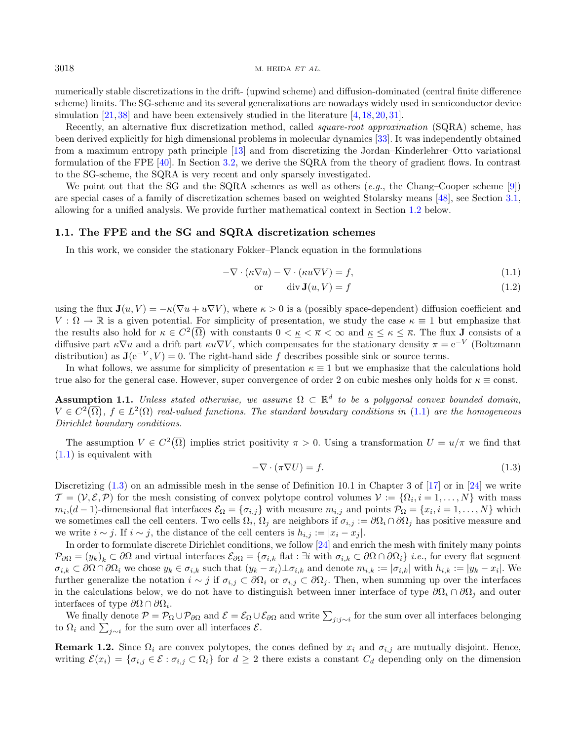numerically stable discretizations in the drift- (upwind scheme) and diffusion-dominated (central finite difference scheme) limits. The SG-scheme and its several generalizations are nowadays widely used in semiconductor device simulation [21, 38] and have been extensively studied in the literature [4, 18, 20, 31].

Recently, an alternative flux discretization method, called *square-root approximation* (SQRA) scheme, has been derived explicitly for high dimensional problems in molecular dynamics [33]. It was independently obtained from a maximum entropy path principle [13] and from discretizing the Jordan–Kinderlehrer–Otto variational formulation of the FPE [40]. In Section 3.2, we derive the SQRA from the theory of gradient flows. In contrast to the SG-scheme, the SQRA is very recent and only sparsely investigated.

We point out that the SG and the SQRA schemes as well as others (*e.g.*, the Chang–Cooper scheme [9]) are special cases of a family of discretization schemes based on weighted Stolarsky means [48], see Section 3.1, allowing for a unified analysis. We provide further mathematical context in Section 1.2 below.

### 1.1. The FPE and the SG and SQRA discretization schemes

In this work, we consider the stationary Fokker–Planck equation in the formulations

$$-\nabla\cdot(\kappa\nabla u)-\nabla\cdot(\kappa u\nabla V)=f, \tag{1.1}$$

$$\text{or}\qquad \operatorname{div}\mathbf{J}(u,V)=f \tag{1.2}$$

using the flux $\mathbf{J}(u,V)=-\kappa(\nabla u+u\nabla V)$, where $\kappa>0$ is a (possibly space-dependent) diffusion coefficient and $V:\Omega\to\mathbb{R}$ is a given potential. For simplicity of presentation, we study the case $\kappa\equiv 1$ but emphasize that the results also hold for $\kappa\in C^2(\overline{\Omega})$ with constants $0<\underline{\kappa}<\overline{\kappa}<\infty$ and $\underline{\kappa}\le\kappa\le\overline{\kappa}$. The flux $\mathbf{J}$ consists of a diffusive part $\kappa\nabla u$ and a drift part $\kappa u\nabla V$, which compensates for the stationary density $\pi=\mathrm{e}^{-V}$ (Boltzmann distribution) as $\mathbf{J}(\mathrm{e}^{-V},V)=0$. The right-hand side $f$ describes possible sink or source terms.

In what follows, we assume for simplicity of presentation $\kappa\equiv 1$ but we emphasize that the calculations hold true also for the general case. However, super convergence of order 2 on cubic meshes only holds for $\kappa\equiv\text{const}$.

**Assumption 1.1.** *Unless stated otherwise, we assume $\Omega\subset\mathbb{R}^d$ to be a polygonal convex bounded domain, $V\in C^2(\overline{\Omega})$, $f\in L^2(\Omega)$ real-valued functions. The standard boundary conditions in (1.1) are the homogeneous Dirichlet boundary conditions.*

The assumption $V\in C^2(\overline{\Omega})$ implies strict positivity $\pi>0$. Using a transformation $U=u/\pi$ we find that (1.1) is equivalent with

$$-\nabla\cdot(\pi\nabla U)=f. \tag{1.3}$$

Discretizing (1.3) on an admissible mesh in the sense of Definition 10.1 in Chapter 3 of [17] or in [24] we write $\mathcal{T}=(\mathcal{V},\mathcal{E},\mathcal{P})$ for the mesh consisting of convex polytope control volumes $\mathcal{V}:=\{\Omega_i, i=1,\dots,N\}$ with mass $m_i$,$(d-1)$-dimensional flat interfaces $\mathcal{E}_\Omega=\{\sigma_{i,j}\}$ with measure $m_{i,j}$ and points $\mathcal{P}_\Omega=\{x_i, i=1,\dots,N\}$ which we sometimes call the cell centers. Two cells $\Omega_i$, $\Omega_j$ are neighbors if $\sigma_{i,j}:=\partial\Omega_i\cap\partial\Omega_j$ has positive measure and we write $i\sim j$. If $i\sim j$, the distance of the cell centers is $h_{i,j}:=|x_i-x_j|$.

In order to formulate discrete Dirichlet conditions, we follow [24] and enrich the mesh with finitely many points $\mathcal{P}_{\partial\Omega}=(y_k)_k\subset\partial\Omega$ and virtual interfaces $\mathcal{E}_{\partial\Omega}=\{\sigma_{i,k}\text{ flat}:\exists i\text{ with }\sigma_{i,k}\subset\partial\Omega\cap\partial\Omega_i\}$ *i.e.*, for every flat segment $\sigma_{i,k}\subset\partial\Omega\cap\partial\Omega_i$ we chose $y_k\in\sigma_{i,k}$ such that $(y_k-x_i)\perp\sigma_{i,k}$ and denote $m_{i,k}:=|\sigma_{i,k}|$ with $h_{i,k}:=|y_k-x_i|$. We further generalize the notation $i\sim j$ if $\sigma_{i,j}\subset\partial\Omega_i$ or $\sigma_{i,j}\subset\partial\Omega_j$. Then, when summing up over the interfaces in the calculations below, we do not have to distinguish between inner interface of type $\partial\Omega_i\cap\partial\Omega_j$ and outer interfaces of type $\partial\Omega\cap\partial\Omega_i$.

We finally denote $\mathcal{P}=\mathcal{P}_\Omega\cup\mathcal{P}_{\partial\Omega}$ and $\mathcal{E}=\mathcal{E}_\Omega\cup\mathcal{E}_{\partial\Omega}$ and write $\sum_{j:j\sim i}$ for the sum over all interfaces belonging to $\Omega_i$ and $\sum_{j\sim i}$ for the sum over all interfaces $\mathcal{E}$.

**Remark 1.2.** Since $\Omega_i$ are convex polytopes, the cones defined by $x_i$ and $\sigma_{i,j}$ are mutually disjoint. Hence, writing $\mathcal{E}(x_i)=\{\sigma_{i,j}\in\mathcal{E}:\sigma_{i,j}\subset\Omega_i\}$ for $d\ge 2$ there exists a constant $C_d$ depending only on the dimension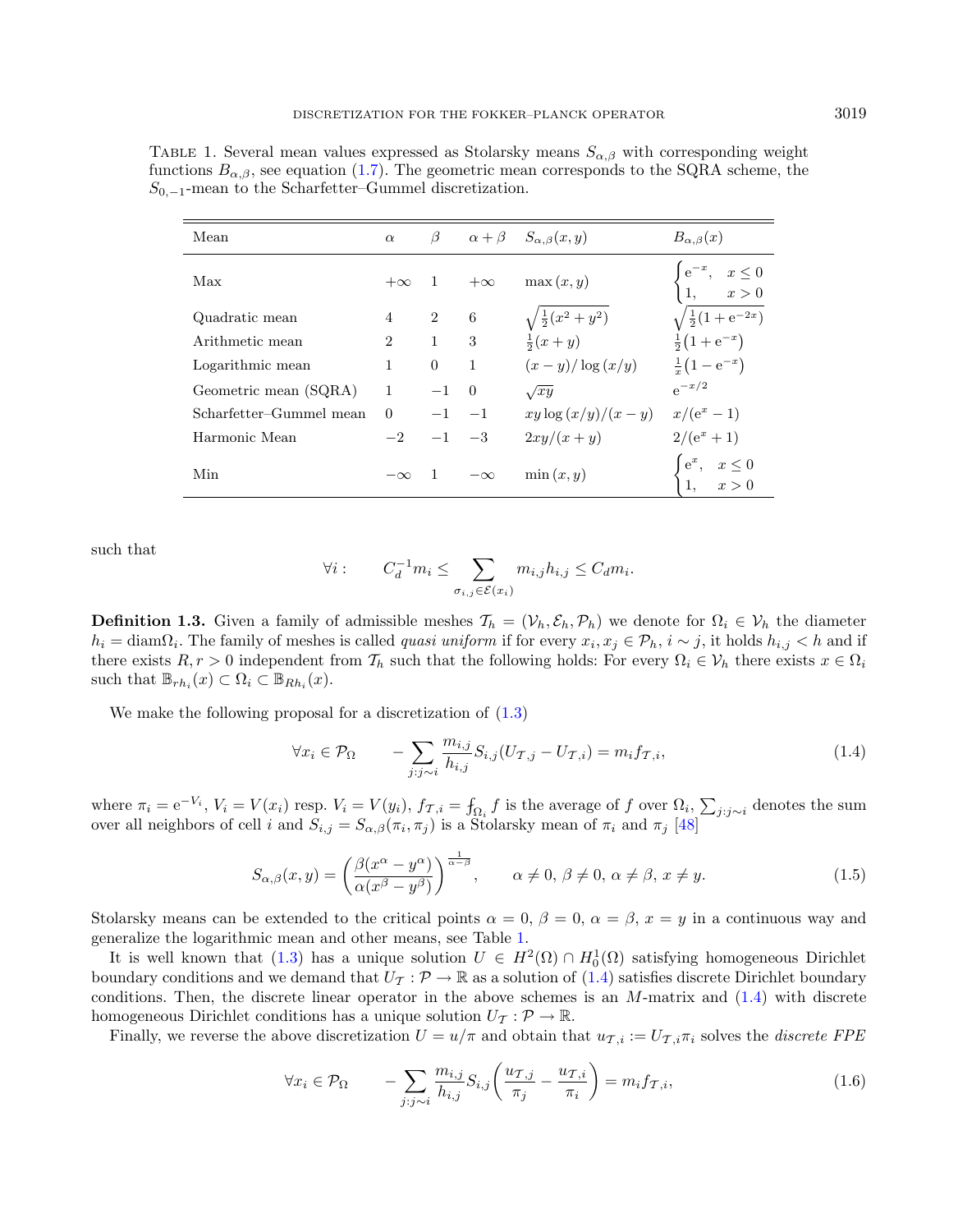TABLE 1. Several mean values expressed as Stolarsky means $S_{\alpha,\beta}$ with corresponding weight functions $B_{\alpha,\beta}$, see equation (1.7). The geometric mean corresponds to the SQRA scheme, the $S_{0,-1}$-mean to the Scharfetter–Gummel discretization.

| Mean | $\alpha$ | $\beta$ | $\alpha+\beta$ | $S_{\alpha,\beta}(x,y)$ | $B_{\alpha,\beta}(x)$ |
|---|---|---|---|---|---|
| Max | $+\infty$ | 1 | $+\infty$ | $\max(x,y)$ | $\begin{cases} \mathrm{e}^{-x}, & x \le 0 \\ 1, & x > 0 \end{cases}$ |
| Quadratic mean | 4 | 2 | 6 | $\sqrt{\frac{1}{2}(x^2+y^2)}$ | $\sqrt{\frac{1}{2}(1+\mathrm{e}^{-2x})}$ |
| Arithmetic mean | 2 | 1 | 3 | $\frac{1}{2}(x+y)$ | $\frac{1}{2}(1+\mathrm{e}^{-x})$ |
| Logarithmic mean | 1 | 0 | 1 | $(x-y)/\log(x/y)$ | $\frac{1}{x}(1-\mathrm{e}^{-x})$ |
| Geometric mean (SQRA) | 1 | $-1$ | 0 | $\sqrt{xy}$ | $\mathrm{e}^{-x/2}$ |
| Scharfetter–Gummel mean | 0 | $-1$ | $-1$ | $xy\log(x/y)/(x-y)$ | $x/(\mathrm{e}^{x}-1)$ |
| Harmonic Mean | $-2$ | $-1$ | $-3$ | $2xy/(x+y)$ | $2/(\mathrm{e}^{x}+1)$ |
| Min | $-\infty$ | 1 | $-\infty$ | $\min(x,y)$ | $\begin{cases} \mathrm{e}^{x}, & x \le 0 \\ 1, & x > 0 \end{cases}$ |

such that

$$\forall i: \qquad C_d^{-1} m_i \le \sum_{\sigma_{i,j} \in \mathcal{E}(x_i)} m_{i,j} h_{i,j} \le C_d m_i.$$

**Definition 1.3.** Given a family of admissible meshes $\mathcal{T}_h = (\mathcal{V}_h, \mathcal{E}_h, \mathcal{P}_h)$ we denote for $\Omega_i \in \mathcal{V}_h$ the diameter $h_i = \mathrm{diam}\Omega_i$. The family of meshes is called *quasi uniform* if for every $x_i, x_j \in \mathcal{P}_h$, $i \sim j$, it holds $h_{i,j} < h$ and if there exists $R, r > 0$ independent from $\mathcal{T}_h$ such that the following holds: For every $\Omega_i \in \mathcal{V}_h$ there exists $x \in \Omega_i$ such that $\mathbb{B}_{rh_i}(x) \subset \Omega_i \subset \mathbb{B}_{Rh_i}(x)$.

We make the following proposal for a discretization of (1.3)

$$\forall x_i \in \mathcal{P}_\Omega \qquad -\sum_{j: j\sim i} \frac{m_{i,j}}{h_{i,j}} S_{i,j}(U_{\mathcal{T},j} - U_{\mathcal{T},i}) = m_i f_{\mathcal{T},i}, \tag{1.4}$$

where $\pi_i = \mathrm{e}^{-V_i}$, $V_i = V(x_i)$ resp. $V_i = V(y_i)$, $f_{\mathcal{T},i} = ⨍_{\Omega_i} f$ is the average of $f$ over $\Omega_i$, $\sum_{j:j\sim i}$ denotes the sum over all neighbors of cell $i$ and $S_{i,j} = S_{\alpha,\beta}(\pi_i, \pi_j)$ is a Stolarsky mean of $\pi_i$ and $\pi_j$ [48]

$$S_{\alpha,\beta}(x,y) = \left( \frac{\beta(x^\alpha - y^\alpha)}{\alpha(x^\beta - y^\beta)} \right)^{\frac{1}{\alpha-\beta}}, \qquad \alpha \ne 0,\ \beta \ne 0,\ \alpha \ne \beta,\ x \ne y. \tag{1.5}$$

Stolarsky means can be extended to the critical points $\alpha = 0$, $\beta = 0$, $\alpha = \beta$, $x = y$ in a continuous way and generalize the logarithmic mean and other means, see Table 1.

It is well known that (1.3) has a unique solution $U \in H^2(\Omega) \cap H_0^1(\Omega)$ satisfying homogeneous Dirichlet boundary conditions and we demand that $U_{\mathcal{T}} : \mathcal{P} \to \mathbb{R}$ as a solution of (1.4) satisfies discrete Dirichlet boundary conditions. Then, the discrete linear operator in the above schemes is an $M$-matrix and (1.4) with discrete homogeneous Dirichlet conditions has a unique solution $U_{\mathcal{T}} : \mathcal{P} \to \mathbb{R}$.

Finally, we reverse the above discretization $U = u/\pi$ and obtain that $u_{\mathcal{T},i} := U_{\mathcal{T},i}\pi_i$ solves the *discrete FPE*

$$\forall x_i \in \mathcal{P}_\Omega \qquad -\sum_{j: j\sim i} \frac{m_{i,j}}{h_{i,j}} S_{i,j} \left( \frac{u_{\mathcal{T},j}}{\pi_j} - \frac{u_{\mathcal{T},i}}{\pi_i} \right) = m_i f_{\mathcal{T},i}, \tag{1.6}$$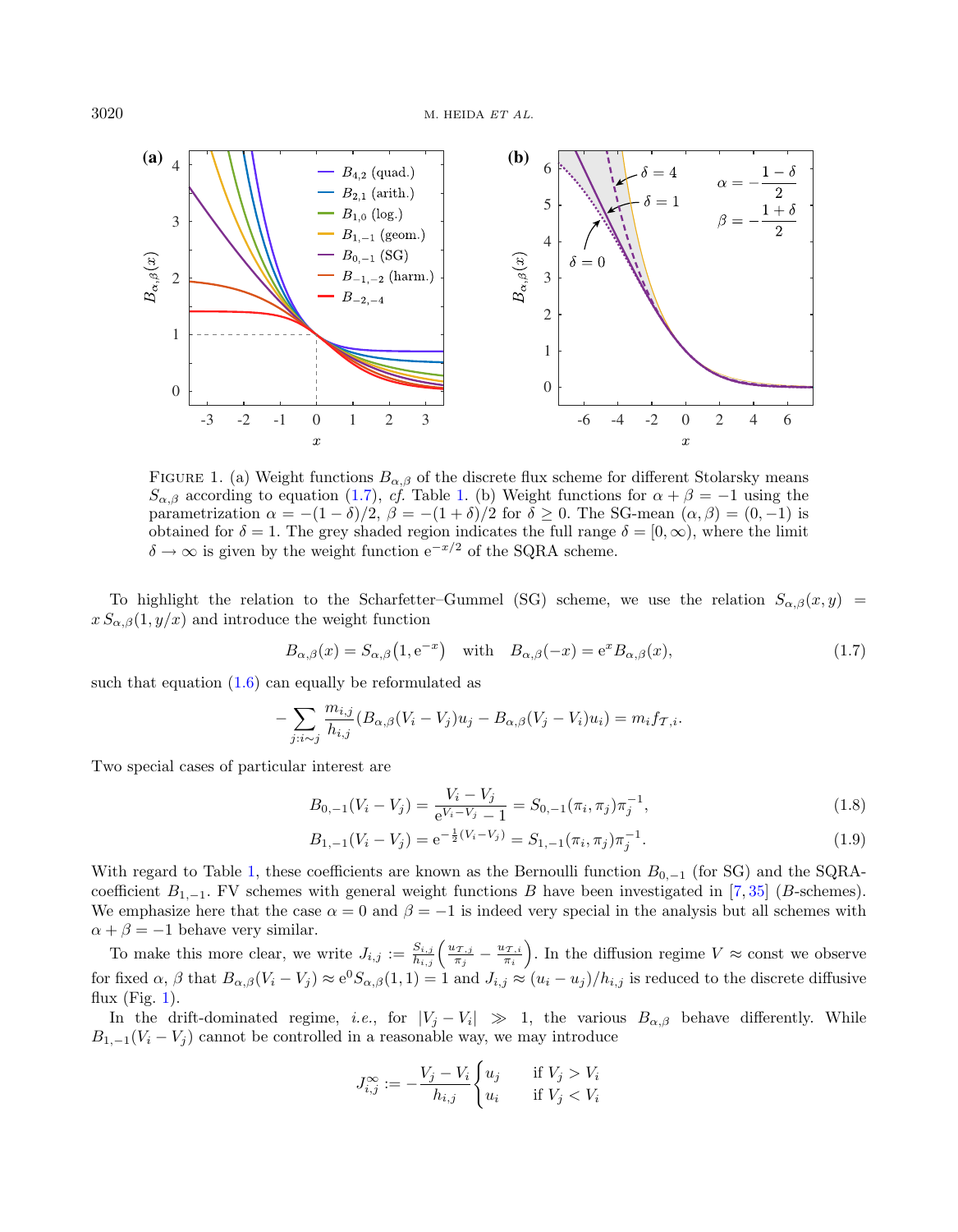FIGURE 1. (a) Weight functions $B_{\alpha,\beta}$ of the discrete flux scheme for different Stolarsky means $S_{\alpha,\beta}$ according to equation (1.7), *cf.* Table 1. (b) Weight functions for $\alpha+\beta=-1$ using the parametrization $\alpha=-(1-\delta)/2$, $\beta=-(1+\delta)/2$ for $\delta\geq 0$. The SG-mean $(\alpha,\beta)=(0,-1)$ is obtained for $\delta=1$. The grey shaded region indicates the full range $\delta=[0,\infty)$, where the limit $\delta\to\infty$ is given by the weight function $\mathrm{e}^{-x/2}$ of the SQRA scheme.

To highlight the relation to the Scharfetter–Gummel (SG) scheme, we use the relation $S_{\alpha,\beta}(x,y) = x\,S_{\alpha,\beta}(1,y/x)$ and introduce the weight function

$$B_{\alpha,\beta}(x) = S_{\alpha,\beta}\big(1,\mathrm{e}^{-x}\big) \quad \text{with} \quad B_{\alpha,\beta}(-x) = \mathrm{e}^{x}B_{\alpha,\beta}(x), \tag{1.7}$$

such that equation (1.6) can equally be reformulated as

$$-\sum_{j:i\sim j}\frac{m_{i,j}}{h_{i,j}}\big(B_{\alpha,\beta}(V_i-V_j)u_j - B_{\alpha,\beta}(V_j-V_i)u_i\big) = m_i f_{\mathcal{T},i}.$$

Two special cases of particular interest are

$$B_{0,-1}(V_i-V_j) = \frac{V_i-V_j}{\mathrm{e}^{V_i-V_j}-1} = S_{0,-1}(\pi_i,\pi_j)\pi_j^{-1}, \tag{1.8}$$

$$B_{1,-1}(V_i-V_j) = \mathrm{e}^{-\frac{1}{2}(V_i-V_j)} = S_{1,-1}(\pi_i,\pi_j)\pi_j^{-1}. \tag{1.9}$$

With regard to Table 1, these coefficients are known as the Bernoulli function $B_{0,-1}$ (for SG) and the SQRA-coefficient $B_{1,-1}$. FV schemes with general weight functions $B$ have been investigated in [7,35] ($B$-schemes). We emphasize here that the case $\alpha=0$ and $\beta=-1$ is indeed very special in the analysis but all schemes with $\alpha+\beta=-1$ behave very similar.

To make this more clear, we write $J_{i,j} := \frac{S_{i,j}}{h_{i,j}}\Big(\frac{u_{\mathcal{T},j}}{\pi_j}-\frac{u_{\mathcal{T},i}}{\pi_i}\Big)$. In the diffusion regime $V\approx$ const we observe for fixed $\alpha$, $\beta$ that $B_{\alpha,\beta}(V_i-V_j)\approx \mathrm{e}^0 S_{\alpha,\beta}(1,1)=1$ and $J_{i,j}\approx (u_i-u_j)/h_{i,j}$ is reduced to the discrete diffusive flux (Fig. 1).

In the drift-dominated regime, *i.e.*, for $|V_j-V_i| \gg 1$, the various $B_{\alpha,\beta}$ behave differently. While $B_{1,-1}(V_i-V_j)$ cannot be controlled in a reasonable way, we may introduce

$$J^{\infty}_{i,j} := -\frac{V_j-V_i}{h_{i,j}}\begin{cases} u_j & \text{if } V_j > V_i \\ u_i & \text{if } V_j < V_i \end{cases}$$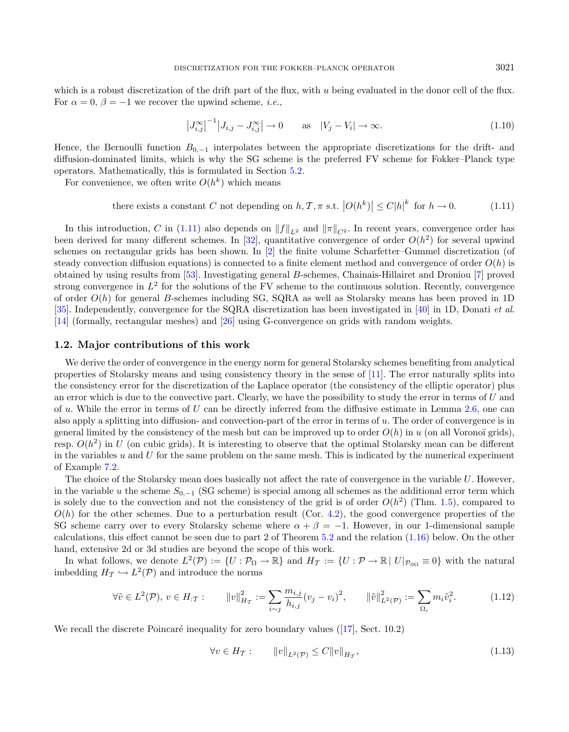which is a robust discretization of the drift part of the flux, with $u$ being evaluated in the donor cell of the flux. For $\alpha = 0$, $\beta = -1$ we recover the upwind scheme, *i.e.*,

$$\left|J^{\infty}_{i,j}\right|^{-1}\left|J_{i,j} - J^{\infty}_{i,j}\right| \to 0 \qquad \text{as} \quad |V_j - V_i| \to \infty. \tag{1.10}$$

Hence, the Bernoulli function $B_{0,-1}$ interpolates between the appropriate discretizations for the drift- and diffusion-dominated limits, which is why the SG scheme is the preferred FV scheme for Fokker–Planck type operators. Mathematically, this is formulated in Section 5.2.

For convenience, we often write $O(h^k)$ which means

$$\text{there exists a constant } C \text{ not depending on } h, \mathcal{T}, \pi \text{ s.t. } \left|O(h^k)\right| \leq C|h|^k \text{ for } h \to 0. \tag{1.11}$$

In this introduction, $C$ in (1.11) also depends on $\|f\|_{L^2}$ and $\|\pi\|_{C^2}$. In recent years, convergence order has been derived for many different schemes. In [32], quantitative convergence of order $O(h^2)$ for several upwind schemes on rectangular grids has been shown. In [2] the finite volume Scharfetter–Gummel discretization (of steady convection diffusion equations) is connected to a finite element method and convergence of order $O(h)$ is obtained by using results from [53]. Investigating general $B$-schemes, Chainais-Hillairet and Droniou [7] proved strong convergence in $L^2$ for the solutions of the FV scheme to the continuous solution. Recently, convergence of order $O(h)$ for general $B$-schemes including SG, SQRA as well as Stolarsky means has been proved in 1D [35]. Independently, convergence for the SQRA discretization has been investigated in [40] in 1D, Donati *et al.* [14] (formally, rectangular meshes) and [26] using G-convergence on grids with random weights.

### 1.2. Major contributions of this work

We derive the order of convergence in the energy norm for general Stolarsky schemes benefiting from analytical properties of Stolarsky means and using consistency theory in the sense of [11]. The error naturally splits into the consistency error for the discretization of the Laplace operator (the consistency of the elliptic operator) plus an error which is due to the convective part. Clearly, we have the possibility to study the error in terms of $U$ and of $u$. While the error in terms of $U$ can be directly inferred from the diffusive estimate in Lemma 2.6, one can also apply a splitting into diffusion- and convection-part of the error in terms of $u$. The order of convergence is in general limited by the consistency of the mesh but can be improved up to order $O(h)$ in $u$ (on all Voronoï grids), resp. $O(h^2)$ in $U$ (on cubic grids). It is interesting to observe that the optimal Stolarsky mean can be different in the variables $u$ and $U$ for the same problem on the same mesh. This is indicated by the numerical experiment of Example 7.2.

The choice of the Stolarsky mean does basically not affect the rate of convergence in the variable $U$. However, in the variable $u$ the scheme $S_{0,-1}$ (SG scheme) is special among all schemes as the additional error term which is solely due to the convection and not the consistency of the grid is of order $O(h^2)$ (Thm. 1.5), compared to $O(h)$ for the other schemes. Due to a perturbation result (Cor. 4.2), the good convergence properties of the SG scheme carry over to every Stolarsky scheme where $\alpha + \beta = -1$. However, in our 1-dimensional sample calculations, this effect cannot be seen due to part 2 of Theorem 5.2 and the relation (1.16) below. On the other hand, extensive 2d or 3d studies are beyond the scope of this work.

In what follows, we denote $L^2(\mathcal{P}) := \{U : \mathcal{P}_\Omega \to \mathbb{R}\}$ and $H_{\mathcal{T}} := \{U : \mathcal{P} \to \mathbb{R} \,|\, U|_{\mathcal{P}_{\partial\Omega}} \equiv 0\}$ with the natural imbedding $H_{\mathcal{T}} \hookrightarrow L^2(\mathcal{P})$ and introduce the norms

$$\forall \tilde{v} \in L^2(\mathcal{P}),\ v \in H_{\mathcal{T}}: \qquad \|v\|^2_{H_{\mathcal{T}}} := \sum_{i\sim j} \frac{m_{i,j}}{h_{i,j}}(v_j - v_i)^2, \qquad \|\tilde{v}\|^2_{L^2(\mathcal{P})} := \sum_{\Omega_i} m_i \tilde{v}_i^2. \tag{1.12}$$

We recall the discrete Poincaré inequality for zero boundary values ([17], Sect. 10.2)

$$\forall v \in H_{\mathcal{T}}: \qquad \|v\|_{L^2(\mathcal{P})} \leq C\|v\|_{H_{\mathcal{T}}}, \tag{1.13}$$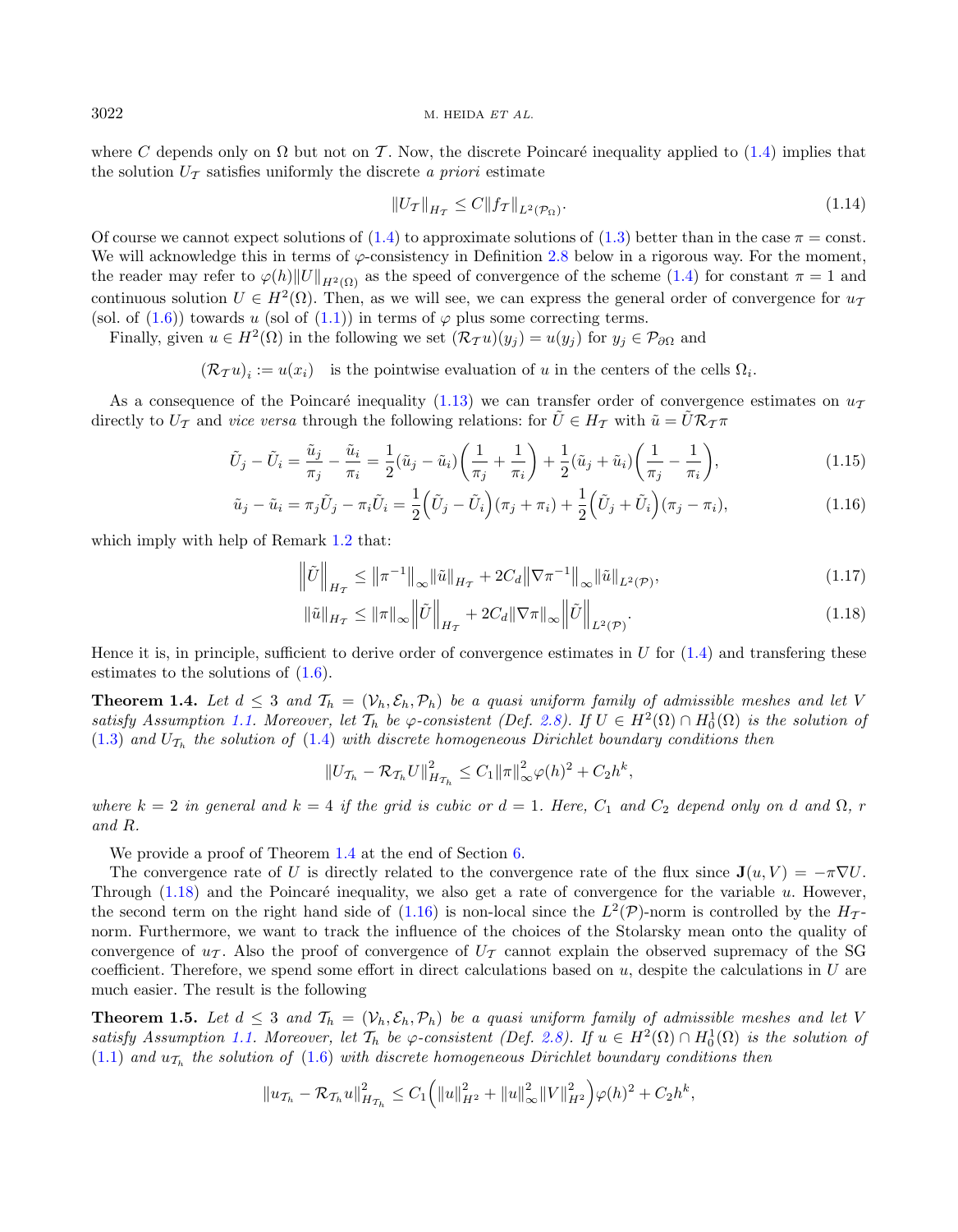where $C$ depends only on $\Omega$ but not on $\mathcal{T}$. Now, the discrete Poincaré inequality applied to (1.4) implies that the solution $U_{\mathcal{T}}$ satisfies uniformly the discrete *a priori* estimate

$$\|U_{\mathcal{T}}\|_{H_{\mathcal{T}}} \le C\|f_{\mathcal{T}}\|_{L^2(\mathcal{P}_\Omega)}. \tag{1.14}$$

Of course we cannot expect solutions of (1.4) to approximate solutions of (1.3) better than in the case $\pi = \text{const}$. We will acknowledge this in terms of $\varphi$-consistency in Definition 2.8 below in a rigorous way. For the moment, the reader may refer to $\varphi(h)\|U\|_{H^2(\Omega)}$ as the speed of convergence of the scheme (1.4) for constant $\pi = 1$ and continuous solution $U \in H^2(\Omega)$. Then, as we will see, we can express the general order of convergence for $u_{\mathcal{T}}$ (sol. of (1.6)) towards $u$ (sol of (1.1)) in terms of $\varphi$ plus some correcting terms.

Finally, given $u \in H^2(\Omega)$ in the following we set $(\mathcal{R}_{\mathcal{T}} u)(y_j) = u(y_j)$ for $y_j \in \mathcal{P}_{\partial\Omega}$ and

$$(\mathcal{R}_{\mathcal{T}} u)_i := u(x_i) \quad \text{is the pointwise evaluation of } u \text{ in the centers of the cells } \Omega_i.$$

As a consequence of the Poincaré inequality (1.13) we can transfer order of convergence estimates on $u_{\mathcal{T}}$ directly to $U_{\mathcal{T}}$ and *vice versa* through the following relations: for $\tilde{U} \in H_{\mathcal{T}}$ with $\tilde{u} = \tilde{U}\mathcal{R}_{\mathcal{T}}\pi$

$$\tilde{U}_j - \tilde{U}_i = \frac{\tilde{u}_j}{\pi_j} - \frac{\tilde{u}_i}{\pi_i} = \frac{1}{2}(\tilde{u}_j - \tilde{u}_i)\left(\frac{1}{\pi_j} + \frac{1}{\pi_i}\right) + \frac{1}{2}(\tilde{u}_j + \tilde{u}_i)\left(\frac{1}{\pi_j} - \frac{1}{\pi_i}\right), \tag{1.15}$$

$$\tilde{u}_j - \tilde{u}_i = \pi_j\tilde{U}_j - \pi_i\tilde{U}_i = \frac{1}{2}\left(\tilde{U}_j - \tilde{U}_i\right)(\pi_j + \pi_i) + \frac{1}{2}\left(\tilde{U}_j + \tilde{U}_i\right)(\pi_j - \pi_i), \tag{1.16}$$

which imply with help of Remark 1.2 that:

$$\left\|\tilde{U}\right\|_{H_{\mathcal{T}}} \le \left\|\pi^{-1}\right\|_\infty \|\tilde{u}\|_{H_{\mathcal{T}}} + 2C_d\left\|\nabla\pi^{-1}\right\|_\infty \|\tilde{u}\|_{L^2(\mathcal{P})}, \tag{1.17}$$

$$\|\tilde{u}\|_{H_{\mathcal{T}}} \le \|\pi\|_\infty \left\|\tilde{U}\right\|_{H_{\mathcal{T}}} + 2C_d\|\nabla\pi\|_\infty \left\|\tilde{U}\right\|_{L^2(\mathcal{P})}. \tag{1.18}$$

Hence it is, in principle, sufficient to derive order of convergence estimates in $U$ for (1.4) and transfering these estimates to the solutions of (1.6).

**Theorem 1.4.** *Let $d \le 3$ and $\mathcal{T}_h = (\mathcal{V}_h, \mathcal{E}_h, \mathcal{P}_h)$ be a quasi uniform family of admissible meshes and let $V$ satisfy Assumption 1.1. Moreover, let $\mathcal{T}_h$ be $\varphi$-consistent (Def. 2.8). If $U \in H^2(\Omega) \cap H^1_0(\Omega)$ is the solution of (1.3) and $U_{\mathcal{T}_h}$ the solution of (1.4) with discrete homogeneous Dirichlet boundary conditions then*

$$\|U_{\mathcal{T}_h} - \mathcal{R}_{\mathcal{T}_h} U\|^2_{H_{\mathcal{T}_h}} \le C_1\|\pi\|^2_\infty \varphi(h)^2 + C_2 h^k,$$

*where $k = 2$ in general and $k = 4$ if the grid is cubic or $d = 1$. Here, $C_1$ and $C_2$ depend only on $d$ and $\Omega$, $r$ and $R$.*

We provide a proof of Theorem 1.4 at the end of Section 6.

The convergence rate of $U$ is directly related to the convergence rate of the flux since $\mathbf{J}(u, V) = -\pi\nabla U$. Through (1.18) and the Poincaré inequality, we also get a rate of convergence for the variable $u$. However, the second term on the right hand side of (1.16) is non-local since the $L^2(\mathcal{P})$-norm is controlled by the $H_{\mathcal{T}}$-norm. Furthermore, we want to track the influence of the choices of the Stolarsky mean onto the quality of convergence of $u_{\mathcal{T}}$. Also the proof of convergence of $U_{\mathcal{T}}$ cannot explain the observed supremacy of the SG coefficient. Therefore, we spend some effort in direct calculations based on $u$, despite the calculations in $U$ are much easier. The result is the following

**Theorem 1.5.** *Let $d \le 3$ and $\mathcal{T}_h = (\mathcal{V}_h, \mathcal{E}_h, \mathcal{P}_h)$ be a quasi uniform family of admissible meshes and let $V$ satisfy Assumption 1.1. Moreover, let $\mathcal{T}_h$ be $\varphi$-consistent (Def. 2.8). If $u \in H^2(\Omega) \cap H^1_0(\Omega)$ is the solution of (1.1) and $u_{\mathcal{T}_h}$ the solution of (1.6) with discrete homogeneous Dirichlet boundary conditions then*

$$\|u_{\mathcal{T}_h} - \mathcal{R}_{\mathcal{T}_h} u\|^2_{H_{\mathcal{T}_h}} \le C_1\left(\|u\|^2_{H^2} + \|u\|^2_\infty \|V\|^2_{H^2}\right)\varphi(h)^2 + C_2 h^k,$$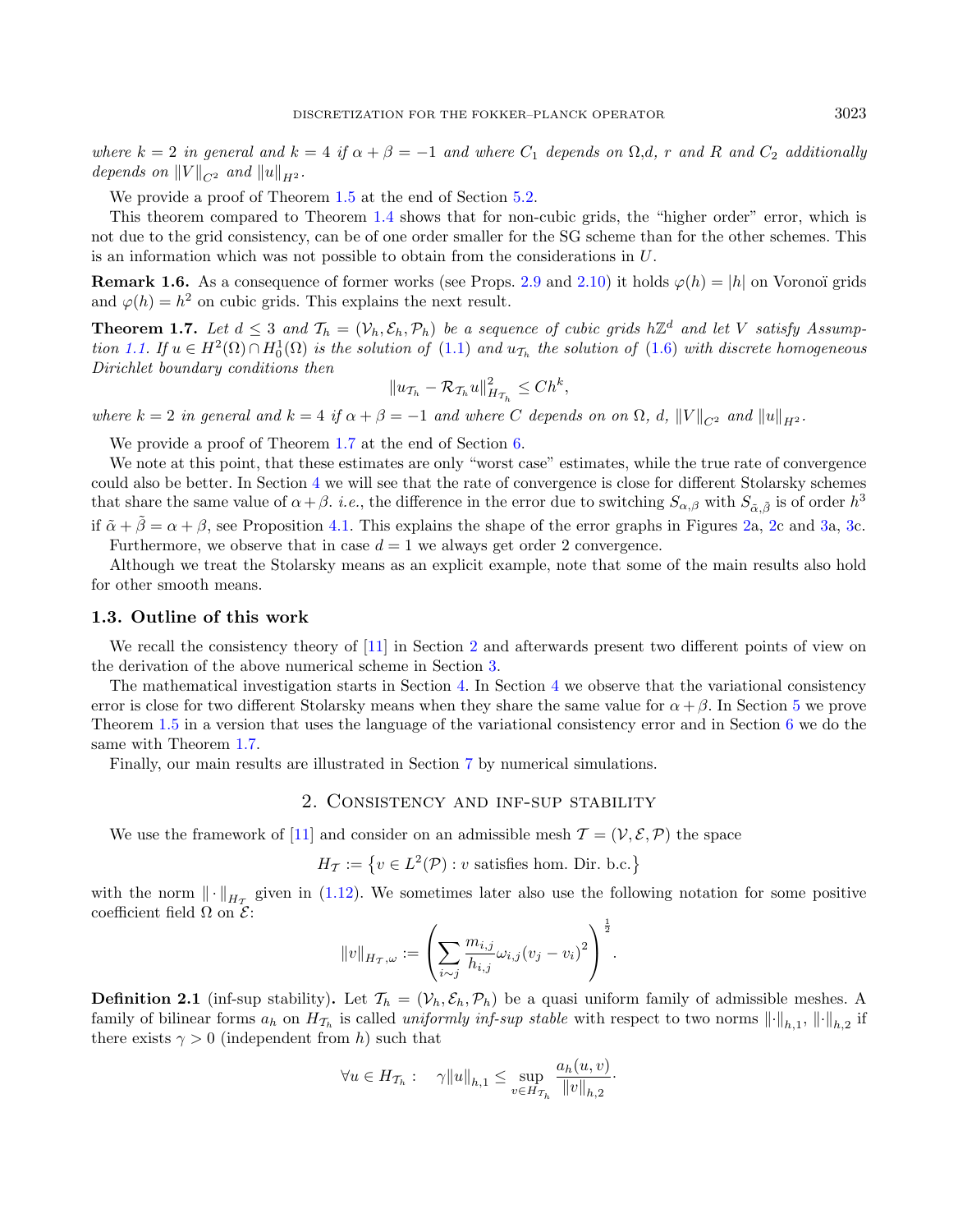*where $k = 2$ in general and $k = 4$ if $\alpha + \beta = -1$ and where $C_1$ depends on $\Omega$,d, r and R and $C_2$ additionally depends on $\|V\|_{C^2}$ and $\|u\|_{H^2}$.*

We provide a proof of Theorem 1.5 at the end of Section 5.2.

This theorem compared to Theorem 1.4 shows that for non-cubic grids, the "higher order" error, which is not due to the grid consistency, can be of one order smaller for the SG scheme than for the other schemes. This is an information which was not possible to obtain from the considerations in $U$.

**Remark 1.6.** As a consequence of former works (see Props. 2.9 and 2.10) it holds $\varphi(h) = |h|$ on Voronoï grids and $\varphi(h) = h^2$ on cubic grids. This explains the next result.

**Theorem 1.7.** *Let $d \leq 3$ and $\mathcal{T}_h = (\mathcal{V}_h, \mathcal{E}_h, \mathcal{P}_h)$ be a sequence of cubic grids $h\mathbb{Z}^d$ and let $V$ satisfy Assumption 1.1. If $u \in H^2(\Omega) \cap H_0^1(\Omega)$ is the solution of (1.1) and $u_{\mathcal{T}_h}$ the solution of (1.6) with discrete homogeneous Dirichlet boundary conditions then*

$$\|u_{\mathcal{T}_h} - \mathcal{R}_{\mathcal{T}_h} u\|^2_{H_{\mathcal{T}_h}} \leq C h^k,$$

*where $k = 2$ in general and $k = 4$ if $\alpha + \beta = -1$ and where $C$ depends on on $\Omega$, d, $\|V\|_{C^2}$ and $\|u\|_{H^2}$.*

We provide a proof of Theorem 1.7 at the end of Section 6.

We note at this point, that these estimates are only "worst case" estimates, while the true rate of convergence could also be better. In Section 4 we will see that the rate of convergence is close for different Stolarsky schemes that share the same value of $\alpha+\beta$. *i.e.*, the difference in the error due to switching $S_{\alpha,\beta}$ with $S_{\tilde{\alpha},\tilde{\beta}}$ is of order $h^3$ if $\tilde{\alpha} + \tilde{\beta} = \alpha + \beta$, see Proposition 4.1. This explains the shape of the error graphs in Figures 2a, 2c and 3a, 3c.

Furthermore, we observe that in case $d = 1$ we always get order 2 convergence.

Although we treat the Stolarsky means as an explicit example, note that some of the main results also hold for other smooth means.

### 1.3. Outline of this work

We recall the consistency theory of [11] in Section 2 and afterwards present two different points of view on the derivation of the above numerical scheme in Section 3.

The mathematical investigation starts in Section 4. In Section 4 we observe that the variational consistency error is close for two different Stolarsky means when they share the same value for $\alpha+\beta$. In Section 5 we prove Theorem 1.5 in a version that uses the language of the variational consistency error and in Section 6 we do the same with Theorem 1.7.

Finally, our main results are illustrated in Section 7 by numerical simulations.

## 2. Consistency and inf-sup stability

We use the framework of [11] and consider on an admissible mesh $\mathcal{T} = (\mathcal{V}, \mathcal{E}, \mathcal{P})$ the space

$$H_{\mathcal{T}} := \left\{ v \in L^2(\mathcal{P}) : v \text{ satisfies hom. Dir. b.c.} \right\}$$

with the norm $\|\cdot\|_{H_{\mathcal{T}}}$ given in (1.12). We sometimes later also use the following notation for some positive coefficient field $\Omega$ on $\mathcal{E}$:

$$\|v\|_{H_{\mathcal{T}},\omega} := \left( \sum_{i\sim j} \frac{m_{i,j}}{h_{i,j}} \omega_{i,j} (v_j - v_i)^2 \right)^{\frac{1}{2}}.$$

**Definition 2.1** (inf-sup stability)**.** Let $\mathcal{T}_h = (\mathcal{V}_h, \mathcal{E}_h, \mathcal{P}_h)$ be a quasi uniform family of admissible meshes. A family of bilinear forms $a_h$ on $H_{\mathcal{T}_h}$ is called *uniformly inf-sup stable* with respect to two norms $\|\cdot\|_{h,1}$, $\|\cdot\|_{h,2}$ if there exists $\gamma > 0$ (independent from $h$) such that

$$\forall u \in H_{\mathcal{T}_h} : \quad \gamma \|u\|_{h,1} \leq \sup_{v \in H_{\mathcal{T}_h}} \frac{a_h(u, v)}{\|v\|_{h,2}}.$$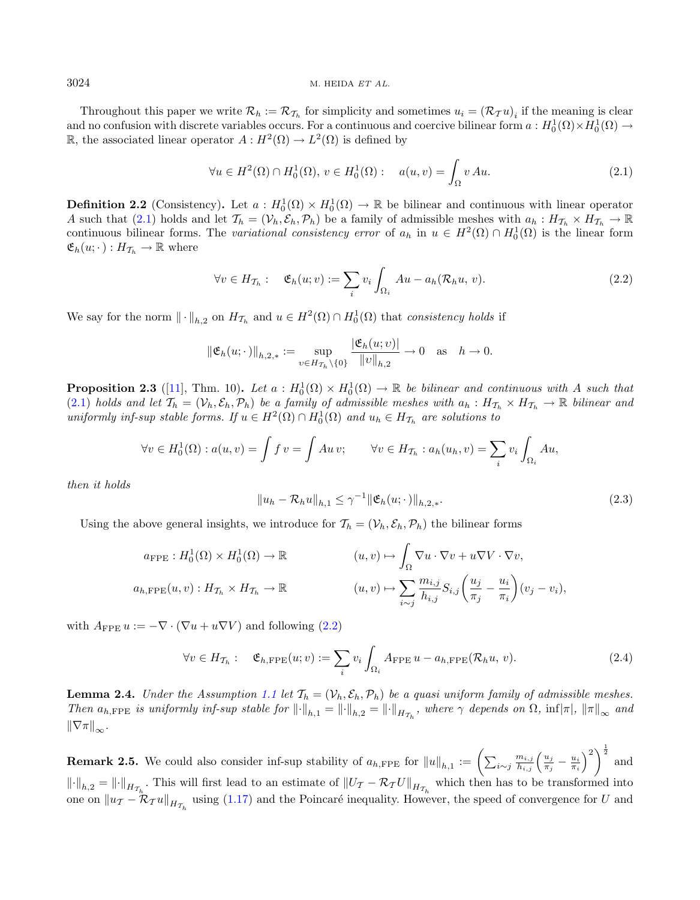Throughout this paper we write $\mathcal{R}_h := \mathcal{R}_{\mathcal{T}_h}$ for simplicity and sometimes $u_i = (\mathcal{R}_{\mathcal{T}} u)_i$ if the meaning is clear and no confusion with discrete variables occurs. For a continuous and coercive bilinear form $a : H_0^1(\Omega)\times H_0^1(\Omega) \to \mathbb{R}$, the associated linear operator $A : H^2(\Omega) \to L^2(\Omega)$ is defined by

$$\forall u \in H^2(\Omega)\cap H_0^1(\Omega),\ v \in H_0^1(\Omega): \quad a(u,v) = \int_\Omega v\, Au. \tag{2.1}$$

**Definition 2.2** (Consistency). Let $a : H_0^1(\Omega)\times H_0^1(\Omega) \to \mathbb{R}$ be bilinear and continuous with linear operator $A$ such that (2.1) holds and let $\mathcal{T}_h = (\mathcal{V}_h, \mathcal{E}_h, \mathcal{P}_h)$ be a family of admissible meshes with $a_h : H_{\mathcal{T}_h} \times H_{\mathcal{T}_h} \to \mathbb{R}$ continuous bilinear forms. The *variational consistency error* of $a_h$ in $u \in H^2(\Omega)\cap H_0^1(\Omega)$ is the linear form $\mathfrak{E}_h(u;\cdot) : H_{\mathcal{T}_h} \to \mathbb{R}$ where

$$\forall v \in H_{\mathcal{T}_h}: \quad \mathfrak{E}_h(u;v) := \sum_i v_i \int_{\Omega_i} Au - a_h(\mathcal{R}_h u,\, v). \tag{2.2}$$

We say for the norm $\|\cdot\|_{h,2}$ on $H_{\mathcal{T}_h}$ and $u \in H^2(\Omega)\cap H_0^1(\Omega)$ that *consistency holds* if

$$\|\mathfrak{E}_h(u;\cdot)\|_{h,2,*} := \sup_{v\in H_{\mathcal{T}_h}\setminus\{0\}} \frac{|\mathfrak{E}_h(u;v)|}{\|v\|_{h,2}} \to 0 \quad \text{as} \quad h \to 0.$$

**Proposition 2.3** ([11], Thm. 10). *Let $a : H_0^1(\Omega)\times H_0^1(\Omega) \to \mathbb{R}$ be bilinear and continuous with $A$ such that (2.1) holds and let $\mathcal{T}_h = (\mathcal{V}_h, \mathcal{E}_h, \mathcal{P}_h)$ be a family of admissible meshes with $a_h : H_{\mathcal{T}_h} \times H_{\mathcal{T}_h} \to \mathbb{R}$ bilinear and uniformly inf-sup stable forms. If $u \in H^2(\Omega)\cap H_0^1(\Omega)$ and $u_h \in H_{\mathcal{T}_h}$ are solutions to*

$$\forall v \in H_0^1(\Omega) : a(u,v) = \int f\, v = \int Au\, v; \qquad \forall v \in H_{\mathcal{T}_h} : a_h(u_h, v) = \sum_i v_i \int_{\Omega_i} Au,$$

*then it holds*

$$\|u_h - \mathcal{R}_h u\|_{h,1} \le \gamma^{-1} \|\mathfrak{E}_h(u;\cdot)\|_{h,2,*}. \tag{2.3}$$

Using the above general insights, we introduce for $\mathcal{T}_h = (\mathcal{V}_h, \mathcal{E}_h, \mathcal{P}_h)$ the bilinear forms

$$a_{\text{FPE}} : H_0^1(\Omega)\times H_0^1(\Omega) \to \mathbb{R} \qquad (u,v) \mapsto \int_\Omega \nabla u\cdot\nabla v + u\nabla V\cdot\nabla v,$$

$$a_{h,\text{FPE}}(u,v) : H_{\mathcal{T}_h}\times H_{\mathcal{T}_h} \to \mathbb{R} \qquad (u,v) \mapsto \sum_{i\sim j} \frac{m_{i,j}}{h_{i,j}} S_{i,j}\left(\frac{u_j}{\pi_j} - \frac{u_i}{\pi_i}\right)(v_j - v_i),$$

with $A_{\text{FPE}}\, u := -\nabla\cdot(\nabla u + u\nabla V)$ and following (2.2)

$$\forall v \in H_{\mathcal{T}_h}: \quad \mathfrak{E}_{h,\text{FPE}}(u;v) := \sum_i v_i \int_{\Omega_i} A_{\text{FPE}}\, u - a_{h,\text{FPE}}(\mathcal{R}_h u,\, v). \tag{2.4}$$

**Lemma 2.4.** *Under the Assumption 1.1 let $\mathcal{T}_h = (\mathcal{V}_h, \mathcal{E}_h, \mathcal{P}_h)$ be a quasi uniform family of admissible meshes. Then $a_{h,\text{FPE}}$ is uniformly inf-sup stable for $\|\cdot\|_{h,1} = \|\cdot\|_{h,2} = \|\cdot\|_{H_{\mathcal{T}_h}}$, where $\gamma$ depends on $\Omega$, $\inf|\pi|$, $\|\pi\|_\infty$ and $\|\nabla\pi\|_\infty$.*

**Remark 2.5.** We could also consider inf-sup stability of $a_{h,\text{FPE}}$ for $\|u\|_{h,1} := \left(\sum_{i\sim j} \frac{m_{i,j}}{h_{i,j}}\left(\frac{u_j}{\pi_j} - \frac{u_i}{\pi_i}\right)^2\right)^{\frac{1}{2}}$ and $\|\cdot\|_{h,2} = \|\cdot\|_{H_{\mathcal{T}_h}}$. This will first lead to an estimate of $\|U_{\mathcal{T}} - \mathcal{R}_{\mathcal{T}} U\|_{H_{\mathcal{T}_h}}$ which then has to be transformed into one on $\|u_{\mathcal{T}} - \mathcal{R}_{\mathcal{T}} u\|_{H_{\mathcal{T}_h}}$ using (1.17) and the Poincaré inequality. However, the speed of convergence for $U$ and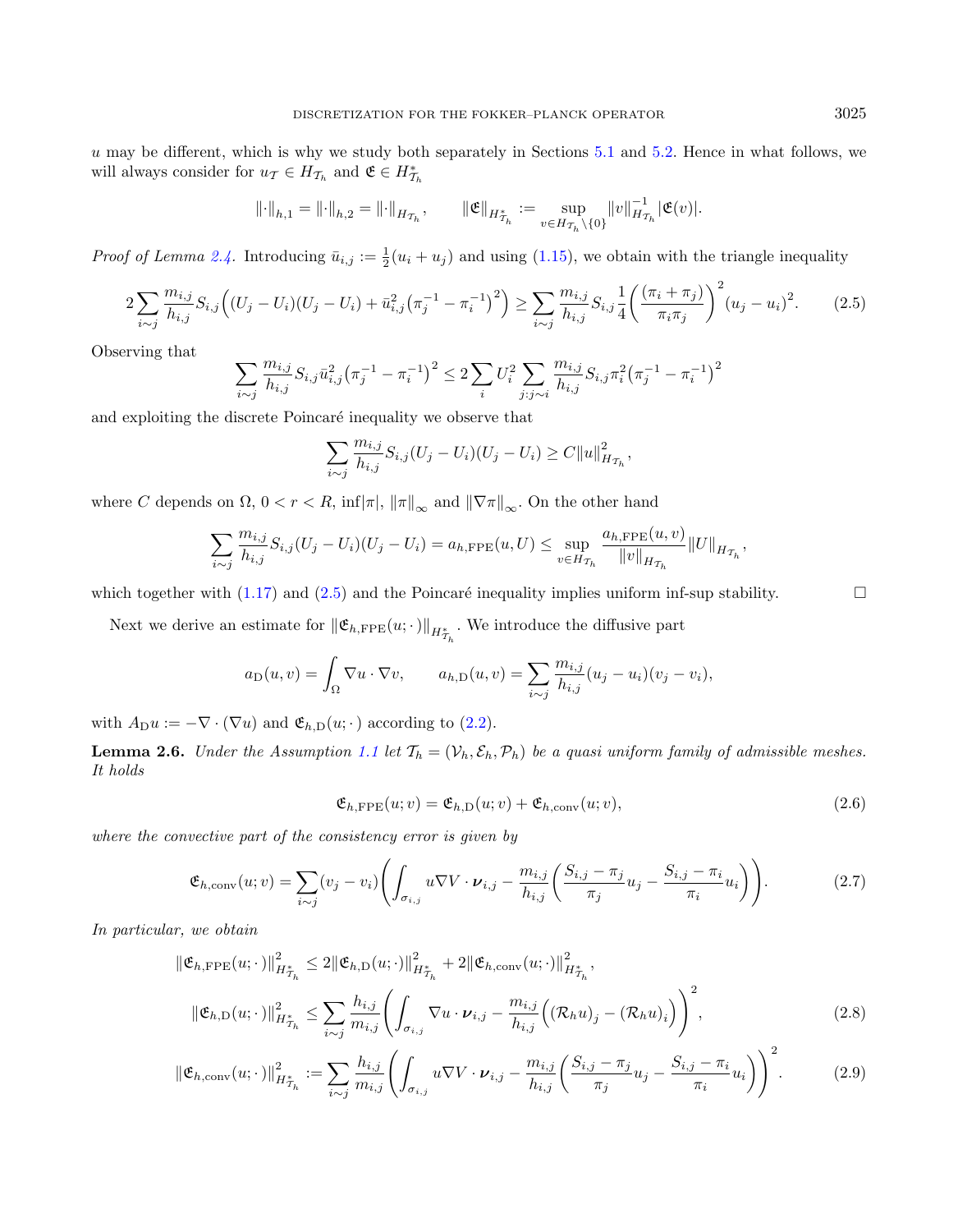$u$ may be different, which is why we study both separately in Sections 5.1 and 5.2. Hence in what follows, we will always consider for $u_{\mathcal{T}} \in H_{\mathcal{T}_h}$ and $\mathfrak{E} \in H^*_{\mathcal{T}_h}$

$$
\|\cdot\|_{h,1} = \|\cdot\|_{h,2} = \|\cdot\|_{H_{\mathcal{T}_h}}, \qquad \|\mathfrak{E}\|_{H^*_{\mathcal{T}_h}} := \sup_{v \in H_{\mathcal{T}_h} \setminus \{0\}} \|v\|^{-1}_{H_{\mathcal{T}_h}} |\mathfrak{E}(v)|.
$$

*Proof of Lemma 2.4.* Introducing $\bar{u}_{i,j} := \frac{1}{2}(u_i + u_j)$ and using (1.15), we obtain with the triangle inequality

$$
2 \sum_{i \sim j} \frac{m_{i,j}}{h_{i,j}} S_{i,j} \Big( (U_j - U_i)(U_j - U_i) + \bar{u}_{i,j}^2 \big(\pi_j^{-1} - \pi_i^{-1}\big)^2 \Big) \geq \sum_{i \sim j} \frac{m_{i,j}}{h_{i,j}} S_{i,j} \frac{1}{4} \bigg( \frac{(\pi_i + \pi_j)}{\pi_i \pi_j} \bigg)^2 (u_j - u_i)^2. \tag{2.5}
$$

Observing that

$$
\sum_{i \sim j} \frac{m_{i,j}}{h_{i,j}} S_{i,j} \bar{u}_{i,j}^2 \big(\pi_j^{-1} - \pi_i^{-1}\big)^2 \leq 2 \sum_i U_i^2 \sum_{j : j \sim i} \frac{m_{i,j}}{h_{i,j}} S_{i,j} \pi_i^2 \big(\pi_j^{-1} - \pi_i^{-1}\big)^2
$$

and exploiting the discrete Poincaré inequality we observe that

$$
\sum_{i \sim j} \frac{m_{i,j}}{h_{i,j}} S_{i,j} (U_j - U_i)(U_j - U_i) \geq C \|u\|^2_{H_{\mathcal{T}_h}},
$$

where $C$ depends on $\Omega$, $0 < r < R$, $\inf|\pi|$, $\|\pi\|_\infty$ and $\|\nabla \pi\|_\infty$. On the other hand

$$
\sum_{i \sim j} \frac{m_{i,j}}{h_{i,j}} S_{i,j} (U_j - U_i)(U_j - U_i) = a_{h,\mathrm{FPE}}(u, U) \leq \sup_{v \in H_{\mathcal{T}_h}} \frac{a_{h,\mathrm{FPE}}(u, v)}{\|v\|_{H_{\mathcal{T}_h}}} \|U\|_{H_{\mathcal{T}_h}},
$$

which together with (1.17) and (2.5) and the Poincaré inequality implies uniform inf-sup stability. $\square$

Next we derive an estimate for $\|\mathfrak{E}_{h,\mathrm{FPE}}(u; \cdot)\|_{H^*_{\mathcal{T}_h}}$. We introduce the diffusive part

$$
a_{\mathrm{D}}(u, v) = \int_\Omega \nabla u \cdot \nabla v, \qquad a_{h,\mathrm{D}}(u, v) = \sum_{i \sim j} \frac{m_{i,j}}{h_{i,j}} (u_j - u_i)(v_j - v_i),
$$

with $A_{\mathrm{D}} u := -\nabla \cdot (\nabla u)$ and $\mathfrak{E}_{h,\mathrm{D}}(u; \cdot)$ according to (2.2).

**Lemma 2.6.** *Under the Assumption 1.1 let $\mathcal{T}_h = (\mathcal{V}_h, \mathcal{E}_h, \mathcal{P}_h)$ be a quasi uniform family of admissible meshes. It holds*

$$
\mathfrak{E}_{h,\mathrm{FPE}}(u; v) = \mathfrak{E}_{h,\mathrm{D}}(u; v) + \mathfrak{E}_{h,\mathrm{conv}}(u; v), \tag{2.6}
$$

*where the convective part of the consistency error is given by*

$$
\mathfrak{E}_{h,\mathrm{conv}}(u; v) = \sum_{i \sim j} (v_j - v_i) \Bigg( \int_{\sigma_{i,j}} u \nabla V \cdot \boldsymbol{\nu}_{i,j} - \frac{m_{i,j}}{h_{i,j}} \bigg( \frac{S_{i,j} - \pi_j}{\pi_j} u_j - \frac{S_{i,j} - \pi_i}{\pi_i} u_i \bigg) \Bigg). \tag{2.7}
$$

*In particular, we obtain*

$$
\begin{aligned}
\|\mathfrak{E}_{h,\mathrm{FPE}}(u; \cdot)\|^2_{H^*_{\mathcal{T}_h}} &\leq 2 \|\mathfrak{E}_{h,\mathrm{D}}(u; \cdot)\|^2_{H^*_{\mathcal{T}_h}} + 2 \|\mathfrak{E}_{h,\mathrm{conv}}(u; \cdot)\|^2_{H^*_{\mathcal{T}_h}}, \\
\|\mathfrak{E}_{h,\mathrm{D}}(u; \cdot)\|^2_{H^*_{\mathcal{T}_h}} &\leq \sum_{i \sim j} \frac{h_{i,j}}{m_{i,j}} \bigg( \int_{\sigma_{i,j}} \nabla u \cdot \boldsymbol{\nu}_{i,j} - \frac{m_{i,j}}{h_{i,j}} \Big( (\mathcal{R}_h u)_j - (\mathcal{R}_h u)_i \Big) \bigg)^2, \qquad (2.8) \\
\|\mathfrak{E}_{h,\mathrm{conv}}(u; \cdot)\|^2_{H^*_{\mathcal{T}_h}} &:= \sum_{i \sim j} \frac{h_{i,j}}{m_{i,j}} \Bigg( \int_{\sigma_{i,j}} u \nabla V \cdot \boldsymbol{\nu}_{i,j} - \frac{m_{i,j}}{h_{i,j}} \bigg( \frac{S_{i,j} - \pi_j}{\pi_j} u_j - \frac{S_{i,j} - \pi_i}{\pi_i} u_i \bigg) \Bigg)^2. \qquad (2.9)
\end{aligned}
$$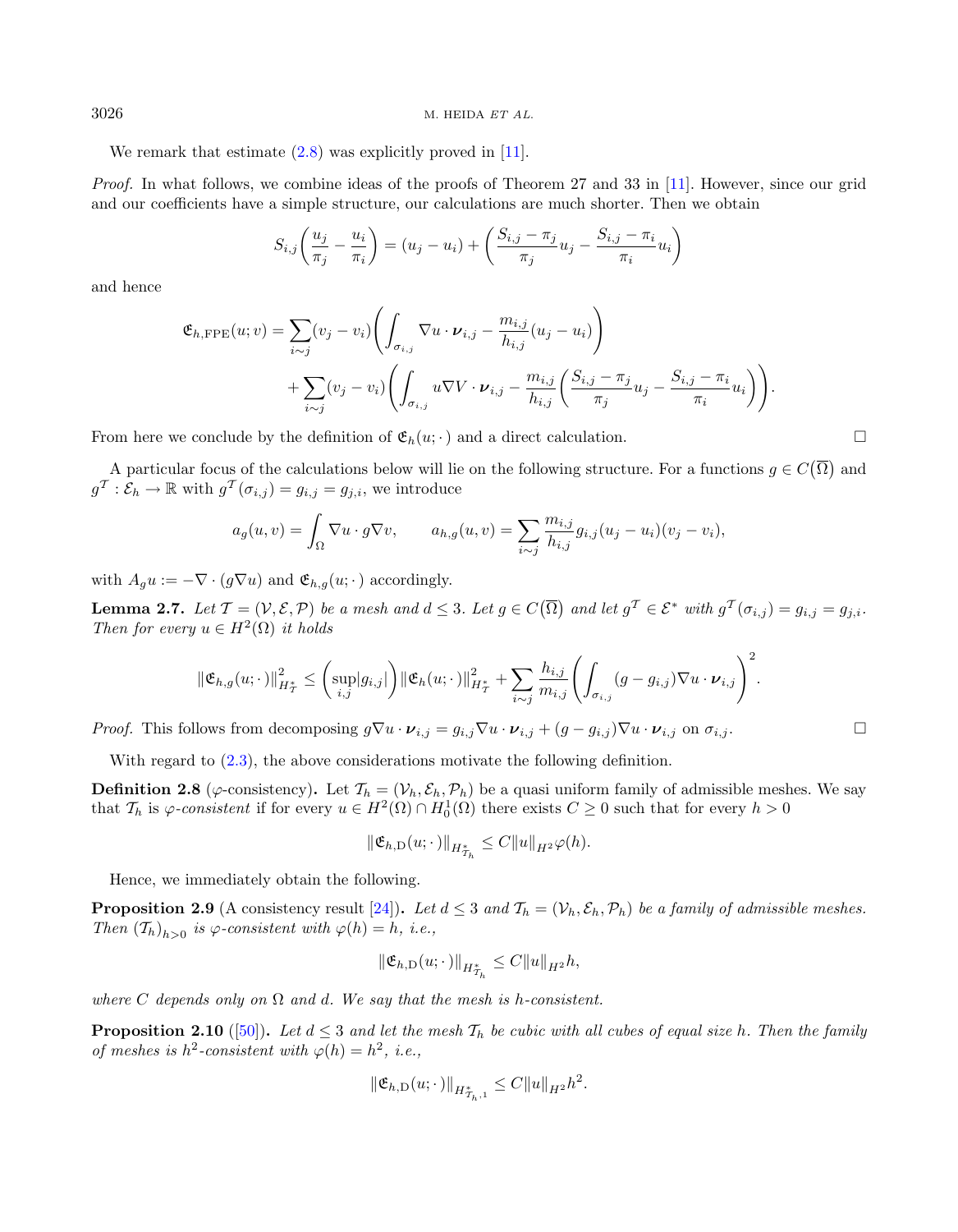We remark that estimate (2.8) was explicitly proved in [11].

*Proof.* In what follows, we combine ideas of the proofs of Theorem 27 and 33 in [11]. However, since our grid and our coefficients have a simple structure, our calculations are much shorter. Then we obtain

$$S_{i,j}\left(\frac{u_j}{\pi_j}-\frac{u_i}{\pi_i}\right)=(u_j-u_i)+\left(\frac{S_{i,j}-\pi_j}{\pi_j}u_j-\frac{S_{i,j}-\pi_i}{\pi_i}u_i\right)$$

and hence

$$\mathfrak{E}_{h,\mathrm{FPE}}(u;v)=\sum_{i\sim j}(v_j-v_i)\left(\int_{\sigma_{i,j}}\nabla u\cdot\boldsymbol{\nu}_{i,j}-\frac{m_{i,j}}{h_{i,j}}(u_j-u_i)\right)$$
$$+\sum_{i\sim j}(v_j-v_i)\left(\int_{\sigma_{i,j}}u\nabla V\cdot\boldsymbol{\nu}_{i,j}-\frac{m_{i,j}}{h_{i,j}}\left(\frac{S_{i,j}-\pi_j}{\pi_j}u_j-\frac{S_{i,j}-\pi_i}{\pi_i}u_i\right)\right).$$

From here we conclude by the definition of $\mathfrak{E}_h(u;\cdot)$ and a direct calculation. $\square$

A particular focus of the calculations below will lie on the following structure. For a functions $g\in C(\overline{\Omega})$ and $g^{\mathcal{T}}:\mathcal{E}_h\to\mathbb{R}$ with $g^{\mathcal{T}}(\sigma_{i,j})=g_{i,j}=g_{j,i}$, we introduce

$$a_g(u,v)=\int_\Omega\nabla u\cdot g\nabla v,\qquad a_{h,g}(u,v)=\sum_{i\sim j}\frac{m_{i,j}}{h_{i,j}}g_{i,j}(u_j-u_i)(v_j-v_i),$$

with $A_g u:=-\nabla\cdot(g\nabla u)$ and $\mathfrak{E}_{h,g}(u;\cdot)$ accordingly.

**Lemma 2.7.** *Let $\mathcal{T}=(\mathcal{V},\mathcal{E},\mathcal{P})$ be a mesh and $d\le 3$. Let $g\in C(\overline{\Omega})$ and let $g^{\mathcal{T}}\in\mathcal{E}^*$ with $g^{\mathcal{T}}(\sigma_{i,j})=g_{i,j}=g_{j,i}$. Then for every $u\in H^2(\Omega)$ it holds*

$$\|\mathfrak{E}_{h,g}(u;\cdot)\|_{H^*_{\mathcal{T}}}^2\le\left(\sup_{i,j}|g_{i,j}|\right)\|\mathfrak{E}_h(u;\cdot)\|_{H^*_{\mathcal{T}}}^2+\sum_{i\sim j}\frac{h_{i,j}}{m_{i,j}}\left(\int_{\sigma_{i,j}}(g-g_{i,j})\nabla u\cdot\boldsymbol{\nu}_{i,j}\right)^2.$$

*Proof.* This follows from decomposing $g\nabla u\cdot\boldsymbol{\nu}_{i,j}=g_{i,j}\nabla u\cdot\boldsymbol{\nu}_{i,j}+(g-g_{i,j})\nabla u\cdot\boldsymbol{\nu}_{i,j}$ on $\sigma_{i,j}$. $\square$

With regard to (2.3), the above considerations motivate the following definition.

**Definition 2.8** ($\varphi$-consistency)**.** Let $\mathcal{T}_h=(\mathcal{V}_h,\mathcal{E}_h,\mathcal{P}_h)$ be a quasi uniform family of admissible meshes. We say that $\mathcal{T}_h$ is *$\varphi$-consistent* if for every $u\in H^2(\Omega)\cap H^1_0(\Omega)$ there exists $C\ge 0$ such that for every $h>0$

$$\|\mathfrak{E}_{h,\mathrm{D}}(u;\cdot)\|_{H^*_{\mathcal{T}_h}}\le C\|u\|_{H^2}\varphi(h).$$

Hence, we immediately obtain the following.

**Proposition 2.9** (A consistency result [24])**.** *Let $d\le 3$ and $\mathcal{T}_h=(\mathcal{V}_h,\mathcal{E}_h,\mathcal{P}_h)$ be a family of admissible meshes. Then $(\mathcal{T}_h)_{h>0}$ is $\varphi$-consistent with $\varphi(h)=h$, i.e.,*

$$\|\mathfrak{E}_{h,\mathrm{D}}(u;\cdot)\|_{H^*_{\mathcal{T}_h}}\le C\|u\|_{H^2}h,$$

*where $C$ depends only on $\Omega$ and $d$. We say that the mesh is $h$-consistent.*

**Proposition 2.10** ([50])**.** *Let $d\le 3$ and let the mesh $\mathcal{T}_h$ be cubic with all cubes of equal size $h$. Then the family of meshes is $h^2$-consistent with $\varphi(h)=h^2$, i.e.,*

$$\|\mathfrak{E}_{h,\mathrm{D}}(u;\cdot)\|_{H^*_{\mathcal{T}_h,1}}\le C\|u\|_{H^2}h^2.$$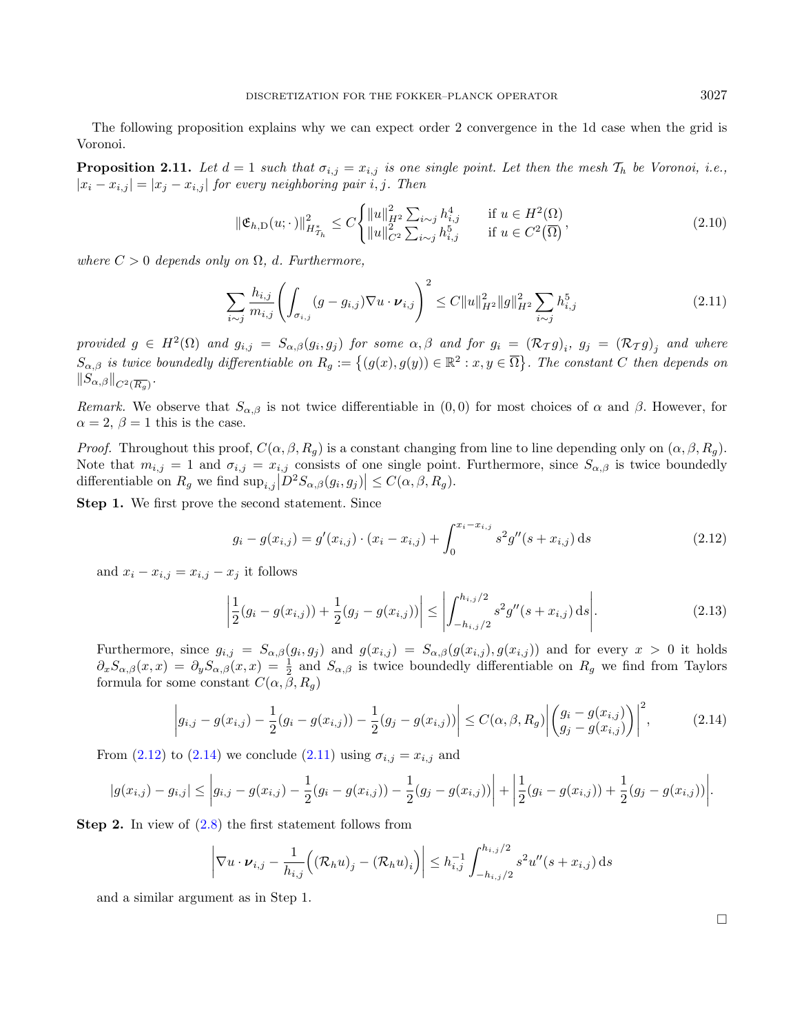The following proposition explains why we can expect order 2 convergence in the 1d case when the grid is Voronoi.

**Proposition 2.11.** *Let $d = 1$ such that $\sigma_{i,j} = x_{i,j}$ is one single point. Let then the mesh $\mathcal{T}_h$ be Voronoi, i.e., $|x_i - x_{i,j}| = |x_j - x_{i,j}|$ for every neighboring pair $i, j$. Then*

$$\|\mathfrak{E}_{h,\mathrm{D}}(u;\cdot)\|^2_{H^*_{\mathcal{T}_h}} \le C \begin{cases} \|u\|^2_{H^2} \sum_{i\sim j} h^4_{i,j} & \text{if } u \in H^2(\Omega) \\ \|u\|^2_{C^2} \sum_{i\sim j} h^5_{i,j} & \text{if } u \in C^2(\overline{\Omega}) \end{cases}, \tag{2.10}$$

*where $C > 0$ depends only on $\Omega$, $d$. Furthermore,*

$$\sum_{i\sim j} \frac{h_{i,j}}{m_{i,j}} \left( \int_{\sigma_{i,j}} (g - g_{i,j}) \nabla u \cdot \boldsymbol{\nu}_{i,j} \right)^2 \le C \|u\|^2_{H^2} \|g\|^2_{H^2} \sum_{i\sim j} h^5_{i,j} \tag{2.11}$$

*provided $g \in H^2(\Omega)$ and $g_{i,j} = S_{\alpha,\beta}(g_i, g_j)$ for some $\alpha, \beta$ and for $g_i = (\mathcal{R}_{\mathcal{T}} g)_i$, $g_j = (\mathcal{R}_{\mathcal{T}} g)_j$ and where $S_{\alpha,\beta}$ is twice boundedly differentiable on $R_g := \{(g(x), g(y)) \in \mathbb{R}^2 : x, y \in \overline{\Omega}\}$. The constant $C$ then depends on $\|S_{\alpha,\beta}\|_{C^2(\overline{R_g})}$.*

*Remark.* We observe that $S_{\alpha,\beta}$ is not twice differentiable in $(0,0)$ for most choices of $\alpha$ and $\beta$. However, for $\alpha = 2$, $\beta = 1$ this is the case.

*Proof.* Throughout this proof, $C(\alpha, \beta, R_g)$ is a constant changing from line to line depending only on $(\alpha, \beta, R_g)$. Note that $m_{i,j} = 1$ and $\sigma_{i,j} = x_{i,j}$ consists of one single point. Furthermore, since $S_{\alpha,\beta}$ is twice boundedly differentiable on $R_g$ we find $\sup_{i,j} |D^2 S_{\alpha,\beta}(g_i, g_j)| \le C(\alpha, \beta, R_g)$.

**Step 1.** We first prove the second statement. Since

$$g_i - g(x_{i,j}) = g'(x_{i,j}) \cdot (x_i - x_{i,j}) + \int_0^{x_i - x_{i,j}} s^2 g''(s + x_{i,j})\,\mathrm{d}s \tag{2.12}$$

and $x_i - x_{i,j} = x_{i,j} - x_j$ it follows

$$\left| \frac{1}{2}(g_i - g(x_{i,j})) + \frac{1}{2}(g_j - g(x_{i,j})) \right| \le \left| \int_{-h_{i,j}/2}^{h_{i,j}/2} s^2 g''(s + x_{i,j})\,\mathrm{d}s \right|. \tag{2.13}$$

Furthermore, since $g_{i,j} = S_{\alpha,\beta}(g_i, g_j)$ and $g(x_{i,j}) = S_{\alpha,\beta}(g(x_{i,j}), g(x_{i,j}))$ and for every $x > 0$ it holds $\partial_x S_{\alpha,\beta}(x, x) = \partial_y S_{\alpha,\beta}(x, x) = \frac{1}{2}$ and $S_{\alpha,\beta}$ is twice boundedly differentiable on $R_g$ we find from Taylors formula for some constant $C(\alpha, \beta, R_g)$

$$\left| g_{i,j} - g(x_{i,j}) - \frac{1}{2}(g_i - g(x_{i,j})) - \frac{1}{2}(g_j - g(x_{i,j})) \right| \le C(\alpha, \beta, R_g) \left| \begin{pmatrix} g_i - g(x_{i,j}) \\ g_j - g(x_{i,j}) \end{pmatrix} \right|^2, \tag{2.14}$$

From (2.12) to (2.14) we conclude (2.11) using $\sigma_{i,j} = x_{i,j}$ and

$$|g(x_{i,j}) - g_{i,j}| \le \left| g_{i,j} - g(x_{i,j}) - \frac{1}{2}(g_i - g(x_{i,j})) - \frac{1}{2}(g_j - g(x_{i,j})) \right| + \left| \frac{1}{2}(g_i - g(x_{i,j})) + \frac{1}{2}(g_j - g(x_{i,j})) \right|.$$

**Step 2.** In view of (2.8) the first statement follows from

$$\left| \nabla u \cdot \boldsymbol{\nu}_{i,j} - \frac{1}{h_{i,j}} \Big( (\mathcal{R}_h u)_j - (\mathcal{R}_h u)_i \Big) \right| \le h^{-1}_{i,j} \int_{-h_{i,j}/2}^{h_{i,j}/2} s^2 u''(s + x_{i,j})\,\mathrm{d}s$$

and a similar argument as in Step 1. $\square$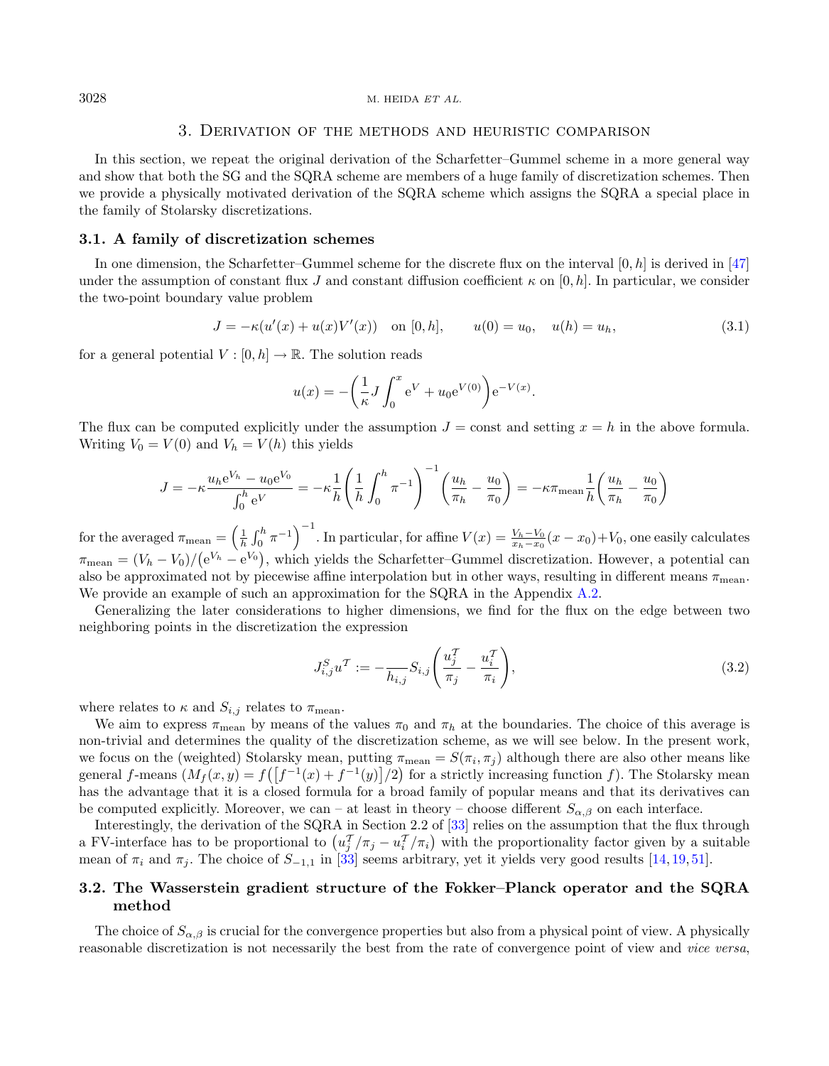## 3. Derivation of the methods and heuristic comparison

In this section, we repeat the original derivation of the Scharfetter–Gummel scheme in a more general way and show that both the SG and the SQRA scheme are members of a huge family of discretization schemes. Then we provide a physically motivated derivation of the SQRA scheme which assigns the SQRA a special place in the family of Stolarsky discretizations.

### 3.1. A family of discretization schemes

In one dimension, the Scharfetter–Gummel scheme for the discrete flux on the interval $[0, h]$ is derived in [47] under the assumption of constant flux $J$ and constant diffusion coefficient $\kappa$ on $[0, h]$. In particular, we consider the two-point boundary value problem

$$J = -\kappa(u'(x) + u(x)V'(x)) \quad \text{on } [0, h], \qquad u(0) = u_0, \quad u(h) = u_h, \tag{3.1}$$

for a general potential $V : [0, h] \to \mathbb{R}$. The solution reads

$$u(x) = -\left(\frac{1}{\kappa} J \int_0^x \mathrm{e}^V + u_0 \mathrm{e}^{V(0)}\right) \mathrm{e}^{-V(x)}.$$

The flux can be computed explicitly under the assumption $J = \text{const}$ and setting $x = h$ in the above formula. Writing $V_0 = V(0)$ and $V_h = V(h)$ this yields

$$J = -\kappa \frac{u_h \mathrm{e}^{V_h} - u_0 \mathrm{e}^{V_0}}{\int_0^h \mathrm{e}^V} = -\kappa \frac{1}{h}\left(\frac{1}{h}\int_0^h \pi^{-1}\right)^{-1} \left(\frac{u_h}{\pi_h} - \frac{u_0}{\pi_0}\right) = -\kappa \pi_{\text{mean}} \frac{1}{h}\left(\frac{u_h}{\pi_h} - \frac{u_0}{\pi_0}\right)$$

for the averaged $\pi_{\text{mean}} = \left(\frac{1}{h}\int_0^h \pi^{-1}\right)^{-1}$. In particular, for affine $V(x) = \frac{V_h - V_0}{x_h - x_0}(x - x_0) + V_0$, one easily calculates $\pi_{\text{mean}} = (V_h - V_0)/\left(\mathrm{e}^{V_h} - \mathrm{e}^{V_0}\right)$, which yields the Scharfetter–Gummel discretization. However, a potential can also be approximated not by piecewise affine interpolation but in other ways, resulting in different means $\pi_{\text{mean}}$. We provide an example of such an approximation for the SQRA in the Appendix A.2.

Generalizing the later considerations to higher dimensions, we find for the flux on the edge between two neighboring points in the discretization the expression

$$J^S_{i,j} u^{\mathcal{T}} := -\frac{}{h_{i,j}} S_{i,j} \left(\frac{u^{\mathcal{T}}_j}{\pi_j} - \frac{u^{\mathcal{T}}_i}{\pi_i}\right), \tag{3.2}$$

where relates to $\kappa$ and $S_{i,j}$ relates to $\pi_{\text{mean}}$.

We aim to express $\pi_{\text{mean}}$ by means of the values $\pi_0$ and $\pi_h$ at the boundaries. The choice of this average is non-trivial and determines the quality of the discretization scheme, as we will see below. In the present work, we focus on the (weighted) Stolarsky mean, putting $\pi_{\text{mean}} = S(\pi_i, \pi_j)$ although there are also other means like general $f$-means $(M_f(x, y) = f\left(\left[f^{-1}(x) + f^{-1}(y)\right]/2\right)$ for a strictly increasing function $f$). The Stolarsky mean has the advantage that it is a closed formula for a broad family of popular means and that its derivatives can be computed explicitly. Moreover, we can – at least in theory – choose different $S_{\alpha,\beta}$ on each interface.

Interestingly, the derivation of the SQRA in Section 2.2 of [33] relies on the assumption that the flux through a FV-interface has to be proportional to $\left(u^{\mathcal{T}}_j/\pi_j - u^{\mathcal{T}}_i/\pi_i\right)$ with the proportionality factor given by a suitable mean of $\pi_i$ and $\pi_j$. The choice of $S_{-1,1}$ in [33] seems arbitrary, yet it yields very good results [14, 19, 51].

### 3.2. The Wasserstein gradient structure of the Fokker–Planck operator and the SQRA method

The choice of $S_{\alpha,\beta}$ is crucial for the convergence properties but also from a physical point of view. A physically reasonable discretization is not necessarily the best from the rate of convergence point of view and *vice versa*,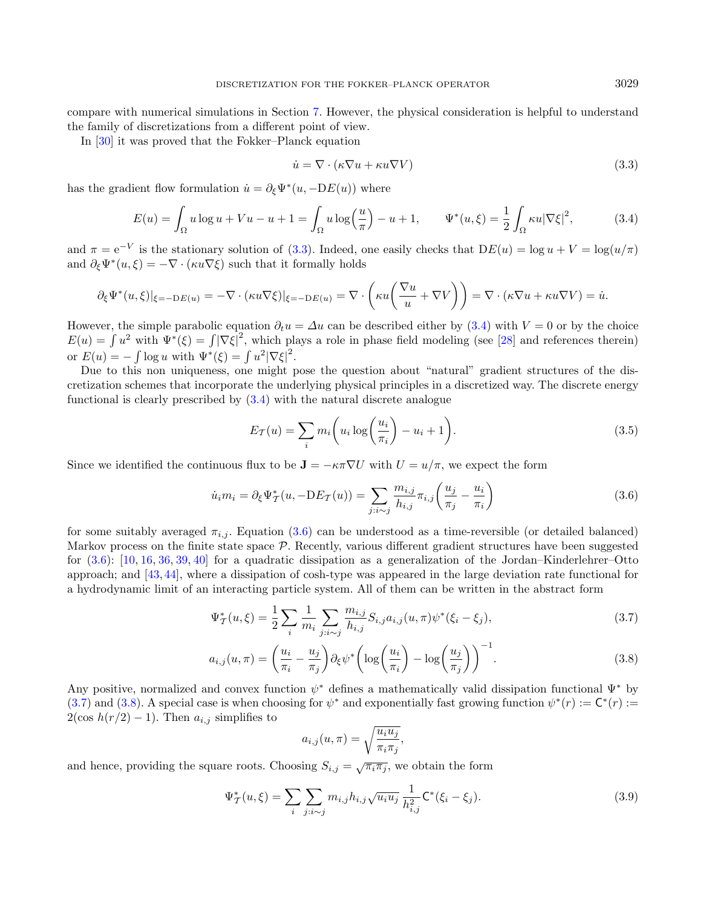compare with numerical simulations in Section 7. However, the physical consideration is helpful to understand the family of discretizations from a different point of view.

In [30] it was proved that the Fokker–Planck equation

$$\dot{u} = \nabla \cdot (\kappa \nabla u + \kappa u \nabla V) \tag{3.3}$$

has the gradient flow formulation $\dot{u} = \partial_\xi \Psi^*(u, -\mathrm{D}E(u))$ where

$$E(u) = \int_\Omega u \log u + Vu - u + 1 = \int_\Omega u \log\left(\frac{u}{\pi}\right) - u + 1, \qquad \Psi^*(u,\xi) = \frac{1}{2}\int_\Omega \kappa u |\nabla \xi|^2, \tag{3.4}$$

and $\pi = \mathrm{e}^{-V}$ is the stationary solution of (3.3). Indeed, one easily checks that $\mathrm{D}E(u) = \log u + V = \log(u/\pi)$ and $\partial_\xi \Psi^*(u,\xi) = -\nabla \cdot (\kappa u \nabla \xi)$ such that it formally holds

$$\partial_\xi \Psi^*(u,\xi)|_{\xi = -\mathrm{D}E(u)} = -\nabla \cdot (\kappa u \nabla \xi)|_{\xi=-\mathrm{D}E(u)} = \nabla \cdot \left(\kappa u \left(\frac{\nabla u}{u} + \nabla V\right)\right) = \nabla \cdot (\kappa \nabla u + \kappa u \nabla V) = \dot{u}.$$

However, the simple parabolic equation $\partial_t u = \Delta u$ can be described either by (3.4) with $V = 0$ or by the choice $E(u) = \int u^2$ with $\Psi^*(\xi) = \int |\nabla \xi|^2$, which plays a role in phase field modeling (see [28] and references therein) or $E(u) = -\int \log u$ with $\Psi^*(\xi) = \int u^2 |\nabla \xi|^2$.

Due to this non uniqueness, one might pose the question about "natural" gradient structures of the discretization schemes that incorporate the underlying physical principles in a discretized way. The discrete energy functional is clearly prescribed by (3.4) with the natural discrete analogue

$$E_{\mathcal{T}}(u) = \sum_i m_i \left(u_i \log\left(\frac{u_i}{\pi_i}\right) - u_i + 1\right). \tag{3.5}$$

Since we identified the continuous flux to be $\mathbf{J} = -\kappa \pi \nabla U$ with $U = u/\pi$, we expect the form

$$\dot{u}_i m_i = \partial_\xi \Psi^*_{\mathcal{T}}(u, -\mathrm{D}E_{\mathcal{T}}(u)) = \sum_{j:i\sim j} \frac{m_{i,j}}{h_{i,j}} \pi_{i,j} \left(\frac{u_j}{\pi_j} - \frac{u_i}{\pi_i}\right) \tag{3.6}$$

for some suitably averaged $\pi_{i,j}$. Equation (3.6) can be understood as a time-reversible (or detailed balanced) Markov process on the finite state space $\mathcal{P}$. Recently, various different gradient structures have been suggested for (3.6): [10, 16, 36, 39, 40] for a quadratic dissipation as a generalization of the Jordan–Kinderlehrer–Otto approach; and [43, 44], where a dissipation of cosh-type was appeared in the large deviation rate functional for a hydrodynamic limit of an interacting particle system. All of them can be written in the abstract form

$$\Psi^*_{\mathcal{T}}(u,\xi) = \frac{1}{2}\sum_i \frac{1}{m_i} \sum_{j:i\sim j} \frac{m_{i,j}}{h_{i,j}} S_{i,j} a_{i,j}(u,\pi) \psi^*(\xi_i - \xi_j), \tag{3.7}$$

$$a_{i,j}(u,\pi) = \left(\frac{u_i}{\pi_i} - \frac{u_j}{\pi_j}\right) \partial_\xi \psi^* \left(\log\left(\frac{u_i}{\pi_i}\right) - \log\left(\frac{u_j}{\pi_j}\right)\right)^{-1}. \tag{3.8}$$

Any positive, normalized and convex function $\psi^*$ defines a mathematically valid dissipation functional $\Psi^*$ by (3.7) and (3.8). A special case is when choosing for $\psi^*$ and exponentially fast growing function $\psi^*(r) := \mathsf{C}^*(r) := 2(\cos h(r/2) - 1)$. Then $a_{i,j}$ simplifies to

$$a_{i,j}(u,\pi) = \sqrt{\frac{u_i u_j}{\pi_i \pi_j}},$$

and hence, providing the square roots. Choosing $S_{i,j} = \sqrt{\pi_i \pi_j}$, we obtain the form

$$\Psi^*_{\mathcal{T}}(u,\xi) = \sum_i \sum_{j:i\sim j} m_{i,j} h_{i,j} \sqrt{u_i u_j}\, \frac{1}{h_{i,j}^2} \mathsf{C}^*(\xi_i - \xi_j). \tag{3.9}$$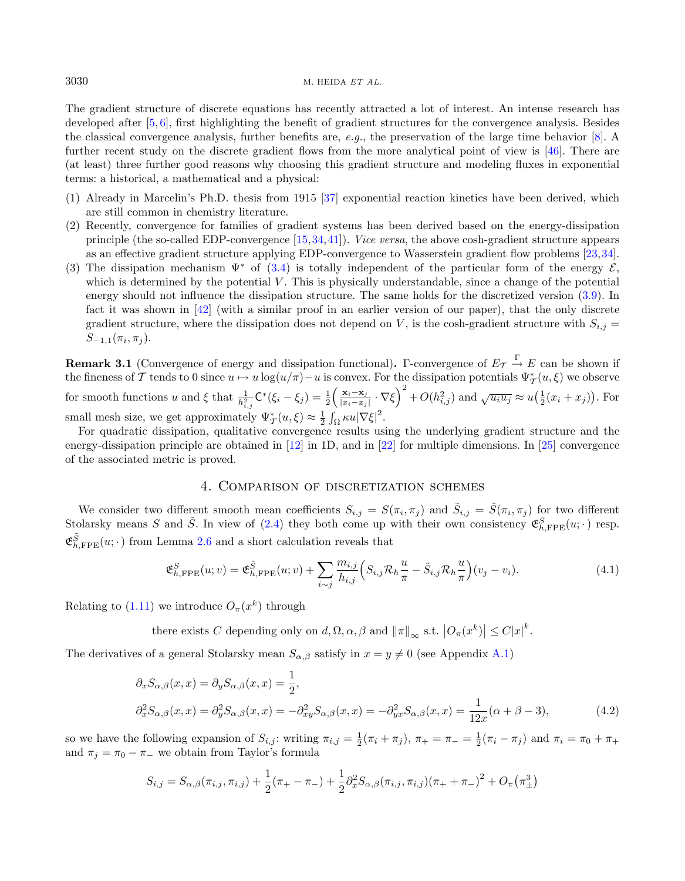The gradient structure of discrete equations has recently attracted a lot of interest. An intense research has developed after [5, 6], first highlighting the benefit of gradient structures for the convergence analysis. Besides the classical convergence analysis, further benefits are, *e.g.*, the preservation of the large time behavior [8]. A further recent study on the discrete gradient flows from the more analytical point of view is [46]. There are (at least) three further good reasons why choosing this gradient structure and modeling fluxes in exponential terms: a historical, a mathematical and a physical:

(1) Already in Marcelin's Ph.D. thesis from 1915 [37] exponential reaction kinetics have been derived, which are still common in chemistry literature.
(2) Recently, convergence for families of gradient systems has been derived based on the energy-dissipation principle (the so-called EDP-convergence [15, 34, 41]). *Vice versa*, the above cosh-gradient structure appears as an effective gradient structure applying EDP-convergence to Wasserstein gradient flow problems [23, 34].
(3) The dissipation mechanism $\Psi^*$ of (3.4) is totally independent of the particular form of the energy $\mathcal{E}$, which is determined by the potential $V$. This is physically understandable, since a change of the potential energy should not influence the dissipation structure. The same holds for the discretized version (3.9). In fact it was shown in [42] (with a similar proof in an earlier version of our paper), that the only discrete gradient structure, where the dissipation does not depend on $V$, is the cosh-gradient structure with $S_{i,j} = S_{-1,1}(\pi_i, \pi_j)$.

**Remark 3.1** (Convergence of energy and dissipation functional)**.** $\Gamma$-convergence of $E_{\mathcal{T}} \xrightarrow{\Gamma} E$ can be shown if the fineness of $\mathcal{T}$ tends to 0 since $u \mapsto u\log(u/\pi) - u$ is convex. For the dissipation potentials $\Psi^*_{\mathcal{T}}(u,\xi)$ we observe for smooth functions $u$ and $\xi$ that $\frac{1}{h_{i,j}^2}\mathsf{C}^*(\xi_i - \xi_j) = \frac{1}{2}\Big(\frac{\mathbf{x}_i - \mathbf{x}_j}{|x_i - x_j|}\cdot\nabla\xi\Big)^2 + O(h_{i,j}^2)$ and $\sqrt{u_i u_j} \approx u\big(\frac{1}{2}(x_i + x_j)\big)$. For small mesh size, we get approximately $\Psi^*_{\mathcal{T}}(u,\xi) \approx \frac{1}{2}\int_\Omega \kappa u|\nabla\xi|^2$.

For quadratic dissipation, qualitative convergence results using the underlying gradient structure and the energy-dissipation principle are obtained in [12] in 1D, and in [22] for multiple dimensions. In [25] convergence of the associated metric is proved.

## 4. Comparison of discretization schemes

We consider two different smooth mean coefficients $S_{i,j} = S(\pi_i, \pi_j)$ and $\tilde{S}_{i,j} = \tilde{S}(\pi_i, \pi_j)$ for two different Stolarsky means $S$ and $\tilde{S}$. In view of (2.4) they both come up with their own consistency $\mathfrak{E}^S_{h,\mathrm{FPE}}(u;\cdot)$ resp. $\mathfrak{E}^{\tilde{S}}_{h,\mathrm{FPE}}(u;\cdot)$ from Lemma 2.6 and a short calculation reveals that

$$\mathfrak{E}^S_{h,\mathrm{FPE}}(u;v) = \mathfrak{E}^{\tilde{S}}_{h,\mathrm{FPE}}(u;v) + \sum_{i\sim j}\frac{m_{i,j}}{h_{i,j}}\Big(S_{i,j}\mathcal{R}_h\frac{u}{\pi} - \tilde{S}_{i,j}\mathcal{R}_h\frac{u}{\pi}\Big)(v_j - v_i). \tag{4.1}$$

Relating to (1.11) we introduce $O_\pi(x^k)$ through

$$\text{there exists } C \text{ depending only on } d, \Omega, \alpha, \beta \text{ and } \|\pi\|_\infty \text{ s.t. } \big|O_\pi(x^k)\big| \le C|x|^k.$$

The derivatives of a general Stolarsky mean $S_{\alpha,\beta}$ satisfy in $x = y \neq 0$ (see Appendix A.1)

$$\begin{aligned}
&\partial_x S_{\alpha,\beta}(x,x) = \partial_y S_{\alpha,\beta}(x,x) = \frac{1}{2},\\
&\partial_x^2 S_{\alpha,\beta}(x,x) = \partial_y^2 S_{\alpha,\beta}(x,x) = -\partial_{xy}^2 S_{\alpha,\beta}(x,x) = -\partial_{yx}^2 S_{\alpha,\beta}(x,x) = \frac{1}{12x}(\alpha+\beta-3),
\end{aligned} \tag{4.2}$$

so we have the following expansion of $S_{i,j}$: writing $\pi_{i,j} = \frac{1}{2}(\pi_i + \pi_j)$, $\pi_+ = \pi_- = \frac{1}{2}(\pi_i - \pi_j)$ and $\pi_i = \pi_0 + \pi_+$ and $\pi_j = \pi_0 - \pi_-$ we obtain from Taylor's formula

$$S_{i,j} = S_{\alpha,\beta}(\pi_{i,j}, \pi_{i,j}) + \frac{1}{2}(\pi_+ - \pi_-) + \frac{1}{2}\partial_x^2 S_{\alpha,\beta}(\pi_{i,j}, \pi_{i,j})(\pi_+ + \pi_-)^2 + O_\pi\big(\pi_\pm^3\big)$$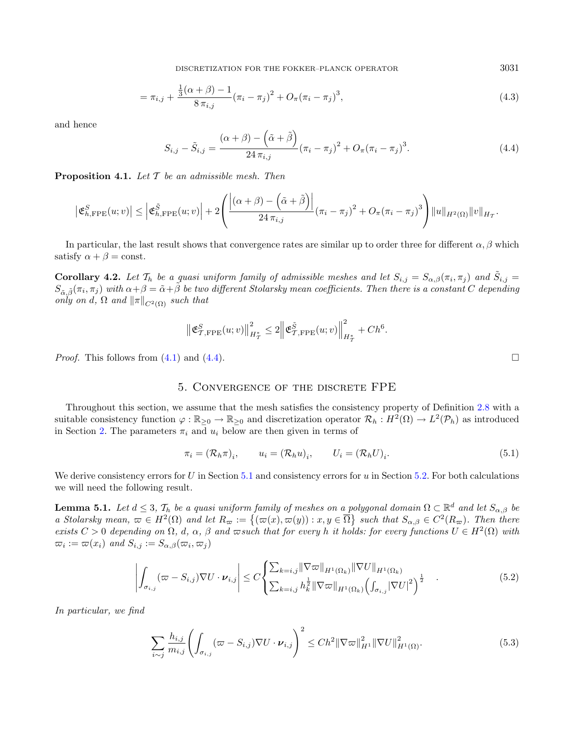$$= \pi_{i,j} + \frac{\frac{1}{3}(\alpha+\beta)-1}{8\,\pi_{i,j}}(\pi_i-\pi_j)^2 + O_\pi(\pi_i-\pi_j)^3, \tag{4.3}$$

and hence

$$S_{i,j} - \tilde{S}_{i,j} = \frac{(\alpha+\beta)-\left(\tilde{\alpha}+\tilde{\beta}\right)}{24\,\pi_{i,j}}(\pi_i-\pi_j)^2 + O_\pi(\pi_i-\pi_j)^3. \tag{4.4}$$

**Proposition 4.1.** *Let $\mathcal{T}$ be an admissible mesh. Then*

$$\left|\mathfrak{E}^S_{h,\mathrm{FPE}}(u;v)\right| \le \left|\mathfrak{E}^{\tilde{S}}_{h,\mathrm{FPE}}(u;v)\right| + 2\left(\frac{\left|(\alpha+\beta)-\left(\tilde{\alpha}+\tilde{\beta}\right)\right|}{24\,\pi_{i,j}}(\pi_i-\pi_j)^2 + O_\pi(\pi_i-\pi_j)^3\right)\|u\|_{H^2(\Omega)}\|v\|_{H_\mathcal{T}}.$$

In particular, the last result shows that convergence rates are similar up to order three for different $\alpha, \beta$ which satisfy $\alpha+\beta = \text{const}$.

**Corollary 4.2.** *Let $\mathcal{T}_h$ be a quasi uniform family of admissible meshes and let $S_{i,j} = S_{\alpha,\beta}(\pi_i,\pi_j)$ and $\tilde{S}_{i,j} = S_{\tilde{\alpha},\tilde{\beta}}(\pi_i,\pi_j)$ with $\alpha+\beta = \tilde{\alpha}+\tilde{\beta}$ be two different Stolarsky mean coefficients. Then there is a constant $C$ depending only on $d$, $\Omega$ and $\|\pi\|_{C^2(\Omega)}$ such that*

$$\left\|\mathfrak{E}^S_{\mathcal{T},\mathrm{FPE}}(u;v)\right\|^2_{H^*_\mathcal{T}} \le 2\left\|\mathfrak{E}^{\tilde{S}}_{\mathcal{T},\mathrm{FPE}}(u;v)\right\|^2_{H^*_\mathcal{T}} + Ch^6.$$

*Proof.* This follows from (4.1) and (4.4). $\square$

## 5. Convergence of the discrete FPE

Throughout this section, we assume that the mesh satisfies the consistency property of Definition 2.8 with a suitable consistency function $\varphi : \mathbb{R}_{\ge 0} \to \mathbb{R}_{\ge 0}$ and discretization operator $\mathcal{R}_h : H^2(\Omega) \to L^2(\mathcal{P}_h)$ as introduced in Section 2. The parameters $\pi_i$ and $u_i$ below are then given in terms of

$$\pi_i = (\mathcal{R}_h\pi)_i, \qquad u_i = (\mathcal{R}_h u)_i, \qquad U_i = (\mathcal{R}_h U)_i. \tag{5.1}$$

We derive consistency errors for $U$ in Section 5.1 and consistency errors for $u$ in Section 5.2. For both calculations we will need the following result.

**Lemma 5.1.** *Let $d \le 3$, $\mathcal{T}_h$ be a quasi uniform family of meshes on a polygonal domain $\Omega \subset \mathbb{R}^d$ and let $S_{\alpha,\beta}$ be a Stolarsky mean, $\varpi \in H^2(\Omega)$ and let $R_\varpi := \left\{(\varpi(x),\varpi(y)) : x, y \in \overline{\Omega}\right\}$ such that $S_{\alpha,\beta} \in C^2(R_\varpi)$. Then there exists $C > 0$ depending on $\Omega$, $d$, $\alpha$, $\beta$ and $\varpi$such that for every $h$ it holds: for every functions $U \in H^2(\Omega)$ with $\varpi_i := \varpi(x_i)$ and $S_{i,j} := S_{\alpha,\beta}(\varpi_i,\varpi_j)$*

$$\left|\int_{\sigma_{i,j}}(\varpi - S_{i,j})\nabla U\cdot\boldsymbol{\nu}_{i,j}\right| \le C\begin{cases}\sum_{k=i,j}\|\nabla\varpi\|_{H^1(\Omega_k)}\|\nabla U\|_{H^1(\Omega_k)}\\ \sum_{k=i,j}h_k^{\frac{1}{2}}\|\nabla\varpi\|_{H^1(\Omega_k)}\left(\int_{\sigma_{i,j}}|\nabla U|^2\right)^{\frac{1}{2}}\end{cases}. \tag{5.2}$$

*In particular, we find*

$$\sum_{i\sim j}\frac{h_{i,j}}{m_{i,j}}\left(\int_{\sigma_{i,j}}(\varpi - S_{i,j})\nabla U\cdot\boldsymbol{\nu}_{i,j}\right)^2 \le Ch^2\|\nabla\varpi\|^2_{H^1}\|\nabla U\|^2_{H^1(\Omega)}. \tag{5.3}$$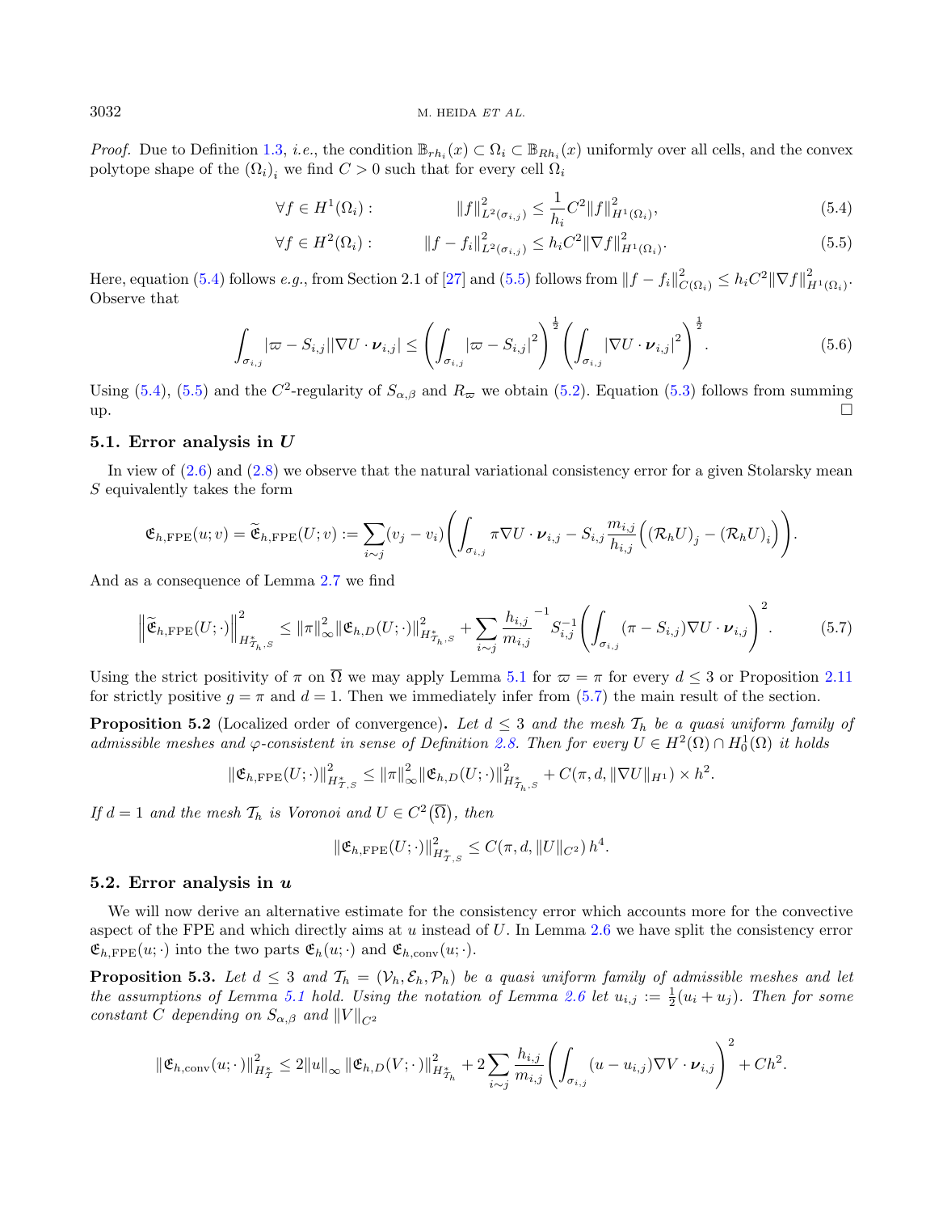*Proof.* Due to Definition 1.3, *i.e.*, the condition $\mathbb{B}_{rh_i}(x) \subset \Omega_i \subset \mathbb{B}_{Rh_i}(x)$ uniformly over all cells, and the convex polytope shape of the $(\Omega_i)_i$ we find $C > 0$ such that for every cell $\Omega_i$

$$\forall f \in H^1(\Omega_i): \qquad \|f\|^2_{L^2(\sigma_{i,j})} \leq \frac{1}{h_i} C^2 \|f\|^2_{H^1(\Omega_i)}, \tag{5.4}$$

$$\forall f \in H^2(\Omega_i): \qquad \|f - f_i\|^2_{L^2(\sigma_{i,j})} \leq h_i C^2 \|\nabla f\|^2_{H^1(\Omega_i)}. \tag{5.5}$$

Here, equation (5.4) follows *e.g.*, from Section 2.1 of [27] and (5.5) follows from $\|f - f_i\|^2_{C(\Omega_i)} \leq h_i C^2 \|\nabla f\|^2_{H^1(\Omega_i)}$. Observe that

$$\int_{\sigma_{i,j}} |\varpi - S_{i,j}| |\nabla U \cdot \boldsymbol{\nu}_{i,j}| \leq \left( \int_{\sigma_{i,j}} |\varpi - S_{i,j}|^2 \right)^{\frac{1}{2}} \left( \int_{\sigma_{i,j}} |\nabla U \cdot \boldsymbol{\nu}_{i,j}|^2 \right)^{\frac{1}{2}}. \tag{5.6}$$

Using (5.4), (5.5) and the $C^2$-regularity of $S_{\alpha,\beta}$ and $R_\varpi$ we obtain (5.2). Equation (5.3) follows from summing up. $\square$

### 5.1. Error analysis in $U$

In view of (2.6) and (2.8) we observe that the natural variational consistency error for a given Stolarsky mean $S$ equivalently takes the form

$$\mathfrak{E}_{h,\mathrm{FPE}}(u;v) = \widetilde{\mathfrak{E}}_{h,\mathrm{FPE}}(U;v) := \sum_{i\sim j} (v_j - v_i) \left( \int_{\sigma_{i,j}} \pi \nabla U \cdot \boldsymbol{\nu}_{i,j} - S_{i,j} \frac{m_{i,j}}{h_{i,j}} \Big( (\mathcal{R}_h U)_j - (\mathcal{R}_h U)_i \Big) \right).$$

And as a consequence of Lemma 2.7 we find

$$\left\| \widetilde{\mathfrak{E}}_{h,\mathrm{FPE}}(U;\cdot) \right\|^2_{H^*_{\mathcal{T}_h,S}} \leq \|\pi\|^2_\infty \|\mathfrak{E}_{h,D}(U;\cdot)\|^2_{H^*_{\mathcal{T}_h,S}} + \sum_{i\sim j} \frac{h_{i,j}}{m_{i,j}}^{-1} S^{-1}_{i,j} \left( \int_{\sigma_{i,j}} (\pi - S_{i,j}) \nabla U \cdot \boldsymbol{\nu}_{i,j} \right)^2. \tag{5.7}$$

Using the strict positivity of $\pi$ on $\overline{\Omega}$ we may apply Lemma 5.1 for $\varpi = \pi$ for every $d \leq 3$ or Proposition 2.11 for strictly positive $g = \pi$ and $d = 1$. Then we immediately infer from (5.7) the main result of the section.

**Proposition 5.2** (Localized order of convergence)**.** *Let $d \leq 3$ and the mesh $\mathcal{T}_h$ be a quasi uniform family of admissible meshes and $\varphi$-consistent in sense of Definition 2.8. Then for every $U \in H^2(\Omega) \cap H^1_0(\Omega)$ it holds*

$$\|\mathfrak{E}_{h,\mathrm{FPE}}(U;\cdot)\|^2_{H^*_{\mathcal{T},S}} \leq \|\pi\|^2_\infty \|\mathfrak{E}_{h,D}(U;\cdot)\|^2_{H^*_{\mathcal{T}_h,S}} + C(\pi, d, \|\nabla U\|_{H^1}) \times h^2.$$

*If $d = 1$ and the mesh $\mathcal{T}_h$ is Voronoi and $U \in C^2(\overline{\Omega})$, then*

$$\|\mathfrak{E}_{h,\mathrm{FPE}}(U;\cdot)\|^2_{H^*_{\mathcal{T},S}} \leq C(\pi, d, \|U\|_{C^2})\, h^4.$$

### 5.2. Error analysis in $u$

We will now derive an alternative estimate for the consistency error which accounts more for the convective aspect of the FPE and which directly aims at $u$ instead of $U$. In Lemma 2.6 we have split the consistency error $\mathfrak{E}_{h,\mathrm{FPE}}(u;\cdot)$ into the two parts $\mathfrak{E}_h(u;\cdot)$ and $\mathfrak{E}_{h,\mathrm{conv}}(u;\cdot)$.

**Proposition 5.3.** *Let $d \leq 3$ and $\mathcal{T}_h = (\mathcal{V}_h, \mathcal{E}_h, \mathcal{P}_h)$ be a quasi uniform family of admissible meshes and let the assumptions of Lemma 5.1 hold. Using the notation of Lemma 2.6 let $u_{i,j} := \frac{1}{2}(u_i + u_j)$. Then for some constant $C$ depending on $S_{\alpha,\beta}$ and $\|V\|_{C^2}$*

$$\|\mathfrak{E}_{h,\mathrm{conv}}(u;\cdot)\|^2_{H^*_{\mathcal{T}}} \leq 2\|u\|_\infty \|\mathfrak{E}_{h,D}(V;\cdot)\|^2_{H^*_{\mathcal{T}_h}} + 2\sum_{i\sim j} \frac{h_{i,j}}{m_{i,j}} \left( \int_{\sigma_{i,j}} (u - u_{i,j}) \nabla V \cdot \boldsymbol{\nu}_{i,j} \right)^2 + Ch^2.$$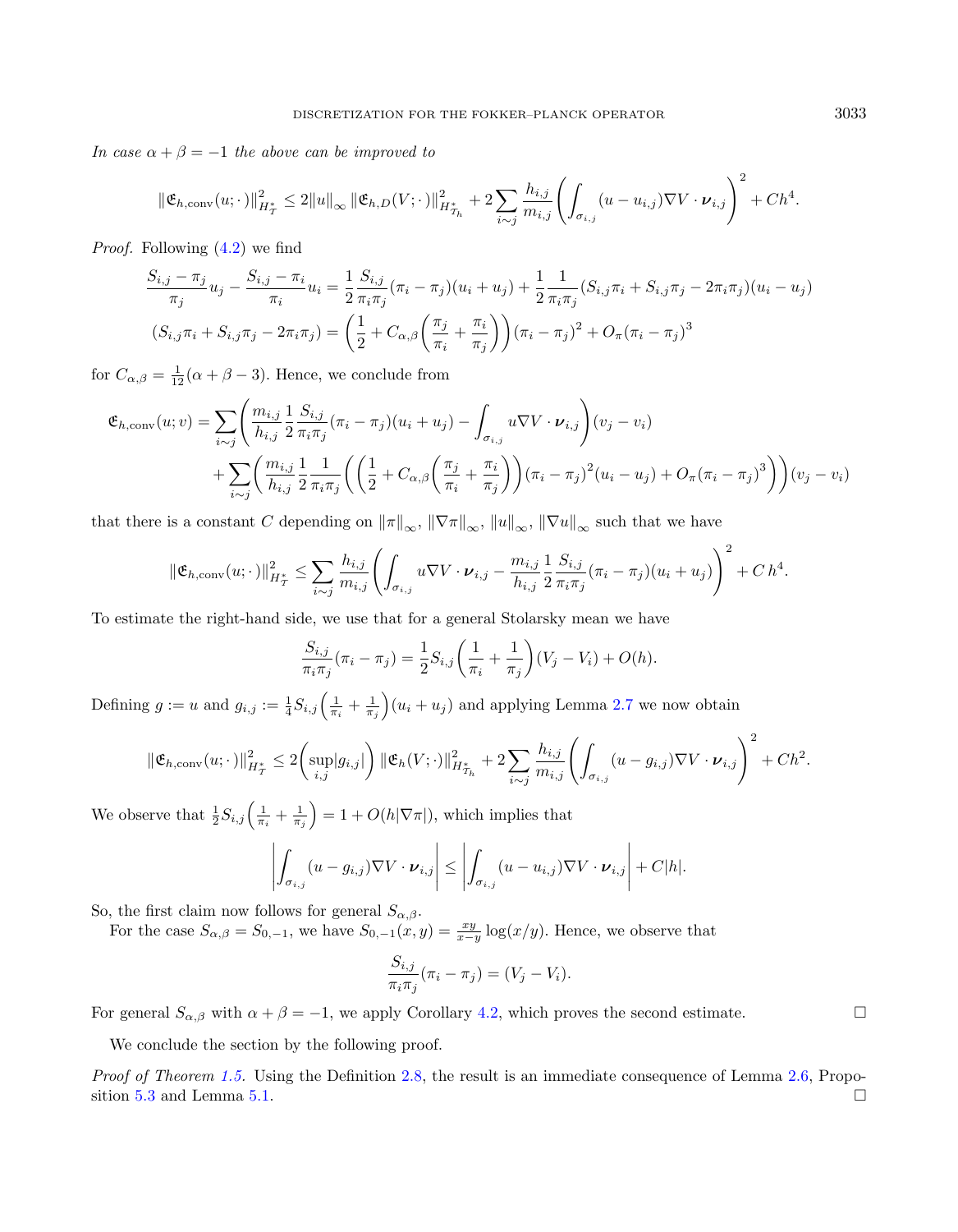*In case $\alpha + \beta = -1$ the above can be improved to*

$$\|\mathfrak{E}_{h,\mathrm{conv}}(u;\cdot)\|_{H^*_{\mathcal{T}}}^2 \le 2\|u\|_\infty \, \|\mathfrak{E}_{h,D}(V;\cdot)\|_{H^*_{\mathcal{T}_h}}^2 + 2\sum_{i\sim j} \frac{h_{i,j}}{m_{i,j}} \left( \int_{\sigma_{i,j}} (u - u_{i,j}) \nabla V \cdot \boldsymbol{\nu}_{i,j} \right)^2 + Ch^4.$$

*Proof.* Following (4.2) we find

$$\frac{S_{i,j} - \pi_j}{\pi_j} u_j - \frac{S_{i,j} - \pi_i}{\pi_i} u_i = \frac{1}{2} \frac{S_{i,j}}{\pi_i \pi_j} (\pi_i - \pi_j)(u_i + u_j) + \frac{1}{2} \frac{1}{\pi_i \pi_j} (S_{i,j}\pi_i + S_{i,j}\pi_j - 2\pi_i\pi_j)(u_i - u_j)$$

$$(S_{i,j}\pi_i + S_{i,j}\pi_j - 2\pi_i\pi_j) = \left( \frac{1}{2} + C_{\alpha,\beta} \left( \frac{\pi_j}{\pi_i} + \frac{\pi_i}{\pi_j} \right) \right) (\pi_i - \pi_j)^2 + O_\pi(\pi_i - \pi_j)^3$$

for $C_{\alpha,\beta} = \frac{1}{12}(\alpha + \beta - 3)$. Hence, we conclude from

$$\begin{aligned}
\mathfrak{E}_{h,\mathrm{conv}}(u; v) = &\sum_{i\sim j} \left( \frac{m_{i,j}}{h_{i,j}} \frac{1}{2} \frac{S_{i,j}}{\pi_i \pi_j} (\pi_i - \pi_j)(u_i + u_j) - \int_{\sigma_{i,j}} u \nabla V \cdot \boldsymbol{\nu}_{i,j} \right) (v_j - v_i) \\
&+ \sum_{i\sim j} \left( \frac{m_{i,j}}{h_{i,j}} \frac{1}{2} \frac{1}{\pi_i \pi_j} \left( \left( \frac{1}{2} + C_{\alpha,\beta} \left( \frac{\pi_j}{\pi_i} + \frac{\pi_i}{\pi_j} \right) \right) (\pi_i - \pi_j)^2 (u_i - u_j) + O_\pi(\pi_i - \pi_j)^3 \right) \right) (v_j - v_i)
\end{aligned}$$

that there is a constant $C$ depending on $\|\pi\|_\infty$, $\|\nabla\pi\|_\infty$, $\|u\|_\infty$, $\|\nabla u\|_\infty$ such that we have

$$\|\mathfrak{E}_{h,\mathrm{conv}}(u;\cdot)\|_{H^*_{\mathcal{T}}}^2 \le \sum_{i\sim j} \frac{h_{i,j}}{m_{i,j}} \left( \int_{\sigma_{i,j}} u \nabla V \cdot \boldsymbol{\nu}_{i,j} - \frac{m_{i,j}}{h_{i,j}} \frac{1}{2} \frac{S_{i,j}}{\pi_i \pi_j} (\pi_i - \pi_j)(u_i + u_j) \right)^2 + C\, h^4.$$

To estimate the right-hand side, we use that for a general Stolarsky mean we have

$$\frac{S_{i,j}}{\pi_i \pi_j} (\pi_i - \pi_j) = \frac{1}{2} S_{i,j} \left( \frac{1}{\pi_i} + \frac{1}{\pi_j} \right) (V_j - V_i) + O(h).$$

Defining $g := u$ and $g_{i,j} := \frac{1}{4} S_{i,j} \Big( \frac{1}{\pi_i} + \frac{1}{\pi_j} \Big)(u_i + u_j)$ and applying Lemma 2.7 we now obtain

$$\|\mathfrak{E}_{h,\mathrm{conv}}(u;\cdot)\|_{H^*_{\mathcal{T}}}^2 \le 2 \Big( \sup_{i,j} |g_{i,j}| \Big) \, \|\mathfrak{E}_h(V;\cdot)\|_{H^*_{\mathcal{T}_h}}^2 + 2 \sum_{i\sim j} \frac{h_{i,j}}{m_{i,j}} \left( \int_{\sigma_{i,j}} (u - g_{i,j}) \nabla V \cdot \boldsymbol{\nu}_{i,j} \right)^2 + Ch^2.$$

We observe that $\frac{1}{2} S_{i,j} \Big( \frac{1}{\pi_i} + \frac{1}{\pi_j} \Big) = 1 + O(h|\nabla\pi|)$, which implies that

$$\left| \int_{\sigma_{i,j}} (u - g_{i,j}) \nabla V \cdot \boldsymbol{\nu}_{i,j} \right| \le \left| \int_{\sigma_{i,j}} (u - u_{i,j}) \nabla V \cdot \boldsymbol{\nu}_{i,j} \right| + C|h|.$$

So, the first claim now follows for general $S_{\alpha,\beta}$.

For the case $S_{\alpha,\beta} = S_{0,-1}$, we have $S_{0,-1}(x, y) = \frac{xy}{x-y} \log(x/y)$. Hence, we observe that

$$\frac{S_{i,j}}{\pi_i \pi_j} (\pi_i - \pi_j) = (V_j - V_i).$$

For general $S_{\alpha,\beta}$ with $\alpha + \beta = -1$, we apply Corollary 4.2, which proves the second estimate. $\square$

We conclude the section by the following proof.

*Proof of Theorem 1.5.* Using the Definition 2.8, the result is an immediate consequence of Lemma 2.6, Proposition 5.3 and Lemma 5.1. $\square$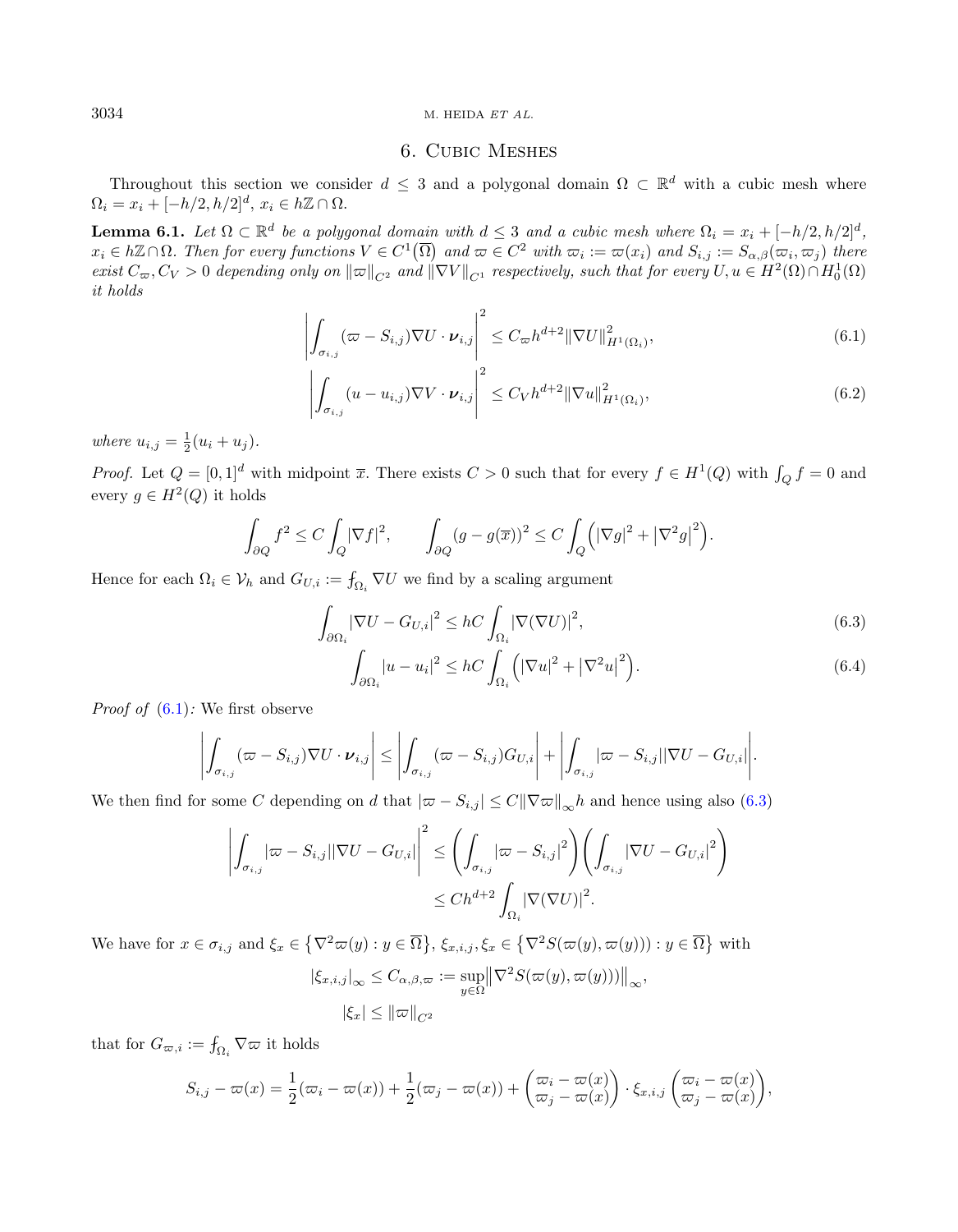## 6. Cubic Meshes

Throughout this section we consider $d \le 3$ and a polygonal domain $\Omega \subset \mathbb{R}^d$ with a cubic mesh where $\Omega_i = x_i + [-h/2, h/2]^d$, $x_i \in h\mathbb{Z} \cap \Omega$.

**Lemma 6.1.** *Let $\Omega \subset \mathbb{R}^d$ be a polygonal domain with $d \le 3$ and a cubic mesh where $\Omega_i = x_i + [-h/2, h/2]^d$, $x_i \in h\mathbb{Z} \cap \Omega$. Then for every functions $V \in C^1(\overline{\Omega})$ and $\varpi \in C^2$ with $\varpi_i := \varpi(x_i)$ and $S_{i,j} := S_{\alpha,\beta}(\varpi_i, \varpi_j)$ there exist $C_\varpi, C_V > 0$ depending only on $\|\varpi\|_{C^2}$ and $\|\nabla V\|_{C^1}$ respectively, such that for every $U, u \in H^2(\Omega) \cap H^1_0(\Omega)$ it holds*

$$\left| \int_{\sigma_{i,j}} (\varpi - S_{i,j}) \nabla U \cdot \boldsymbol{\nu}_{i,j} \right|^2 \le C_\varpi h^{d+2} \|\nabla U\|^2_{H^1(\Omega_i)}, \tag{6.1}$$

$$\left| \int_{\sigma_{i,j}} (u - u_{i,j}) \nabla V \cdot \boldsymbol{\nu}_{i,j} \right|^2 \le C_V h^{d+2} \|\nabla u\|^2_{H^1(\Omega_i)}, \tag{6.2}$$

*where $u_{i,j} = \frac{1}{2}(u_i + u_j)$.*

*Proof.* Let $Q = [0,1]^d$ with midpoint $\overline{x}$. There exists $C > 0$ such that for every $f \in H^1(Q)$ with $\int_Q f = 0$ and every $g \in H^2(Q)$ it holds

$$\int_{\partial Q} f^2 \le C \int_Q |\nabla f|^2, \qquad \int_{\partial Q} (g - g(\overline{x}))^2 \le C \int_Q \left( |\nabla g|^2 + \left|\nabla^2 g\right|^2 \right).$$

Hence for each $\Omega_i \in \mathcal{V}_h$ and $G_{U,i} := ⨍_{\Omega_i} \nabla U$ we find by a scaling argument

$$\int_{\partial \Omega_i} |\nabla U - G_{U,i}|^2 \le hC \int_{\Omega_i} |\nabla(\nabla U)|^2, \tag{6.3}$$

$$\int_{\partial \Omega_i} |u - u_i|^2 \le hC \int_{\Omega_i} \left( |\nabla u|^2 + \left|\nabla^2 u\right|^2 \right). \tag{6.4}$$

*Proof of* (6.1)*:* We first observe

$$\left| \int_{\sigma_{i,j}} (\varpi - S_{i,j}) \nabla U \cdot \boldsymbol{\nu}_{i,j} \right| \le \left| \int_{\sigma_{i,j}} (\varpi - S_{i,j}) G_{U,i} \right| + \left| \int_{\sigma_{i,j}} |\varpi - S_{i,j}| |\nabla U - G_{U,i}| \right|.$$

We then find for some $C$ depending on $d$ that $|\varpi - S_{i,j}| \le C \|\nabla \varpi\|_\infty h$ and hence using also (6.3)

$$\begin{aligned} \left| \int_{\sigma_{i,j}} |\varpi - S_{i,j}| |\nabla U - G_{U,i}| \right|^2 &\le \left( \int_{\sigma_{i,j}} |\varpi - S_{i,j}|^2 \right) \left( \int_{\sigma_{i,j}} |\nabla U - G_{U,i}|^2 \right) \\ &\le C h^{d+2} \int_{\Omega_i} |\nabla(\nabla U)|^2. \end{aligned}$$

We have for $x \in \sigma_{i,j}$ and $\xi_x \in \left\{ \nabla^2 \varpi(y) : y \in \overline{\Omega} \right\}$, $\xi_{x,i,j}, \xi_x \in \left\{ \nabla^2 S(\varpi(y), \varpi(y))) : y \in \overline{\Omega} \right\}$ with

$$|\xi_{x,i,j}|_\infty \le C_{\alpha,\beta,\varpi} := \sup_{y \in \Omega} \left\| \nabla^2 S(\varpi(y), \varpi(y))) \right\|_\infty,$$

$$|\xi_x| \le \|\varpi\|_{C^2}$$

that for $G_{\varpi,i} := ⨍_{\Omega_i} \nabla \varpi$ it holds

$$S_{i,j} - \varpi(x) = \frac{1}{2}(\varpi_i - \varpi(x)) + \frac{1}{2}(\varpi_j - \varpi(x)) + \begin{pmatrix} \varpi_i - \varpi(x) \\ \varpi_j - \varpi(x) \end{pmatrix} \cdot \xi_{x,i,j} \begin{pmatrix} \varpi_i - \varpi(x) \\ \varpi_j - \varpi(x) \end{pmatrix},$$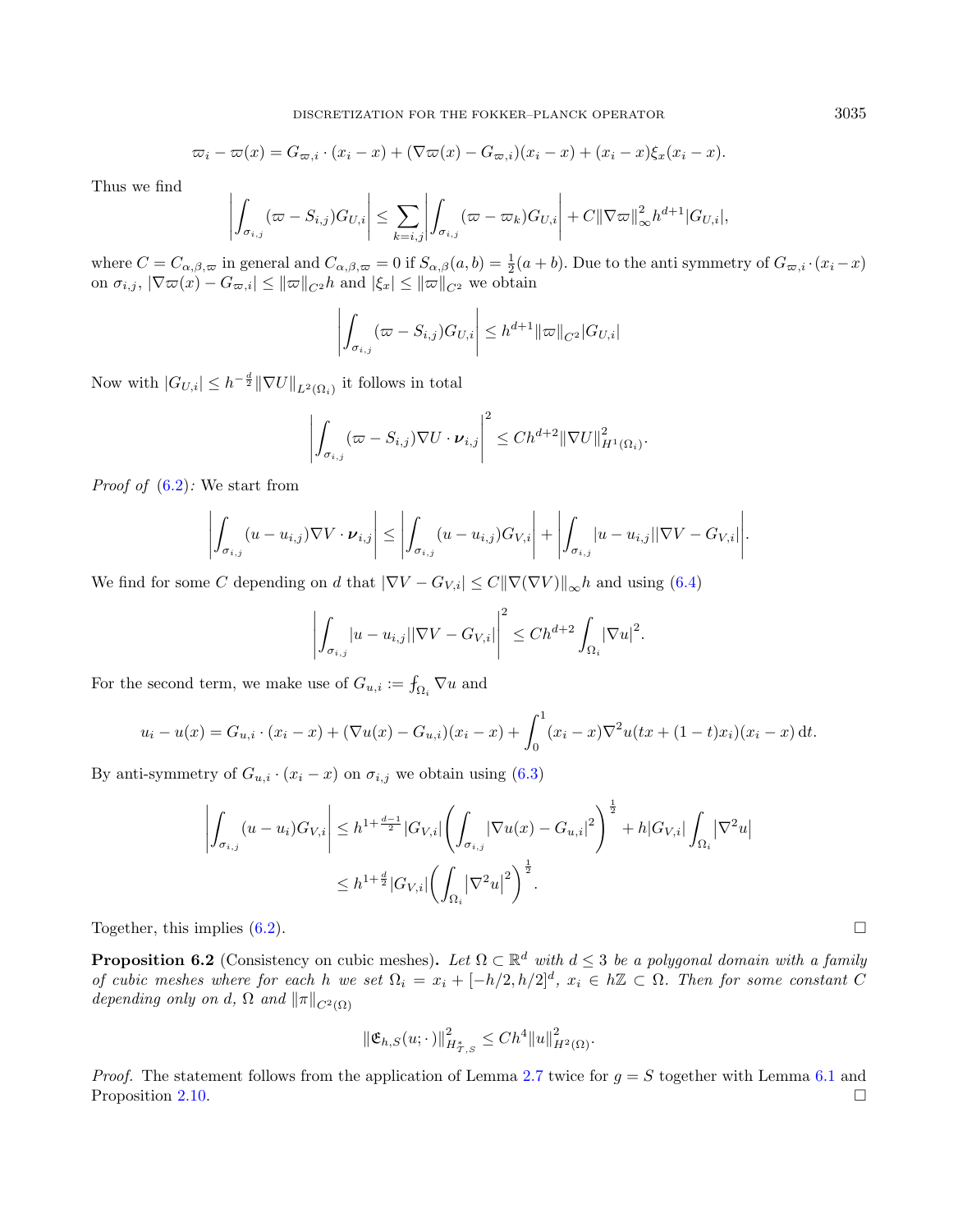$$\varpi_i - \varpi(x) = G_{\varpi,i} \cdot (x_i - x) + (\nabla\varpi(x) - G_{\varpi,i})(x_i - x) + (x_i - x)\xi_x(x_i - x).$$

Thus we find

$$\left|\int_{\sigma_{i,j}} (\varpi - S_{i,j})G_{U,i}\right| \leq \sum_{k=i,j}\left|\int_{\sigma_{i,j}} (\varpi - \varpi_k)G_{U,i}\right| + C\|\nabla\varpi\|_\infty^2 h^{d+1}|G_{U,i}|,$$

where $C = C_{\alpha,\beta,\varpi}$ in general and $C_{\alpha,\beta,\varpi} = 0$ if $S_{\alpha,\beta}(a,b) = \frac{1}{2}(a+b)$. Due to the anti symmetry of $G_{\varpi,i} \cdot (x_i - x)$ on $\sigma_{i,j}$, $|\nabla\varpi(x) - G_{\varpi,i}| \leq \|\varpi\|_{C^2}h$ and $|\xi_x| \leq \|\varpi\|_{C^2}$ we obtain

$$\left|\int_{\sigma_{i,j}} (\varpi - S_{i,j})G_{U,i}\right| \leq h^{d+1}\|\varpi\|_{C^2}|G_{U,i}|$$

Now with $|G_{U,i}| \leq h^{-\frac{d}{2}}\|\nabla U\|_{L^2(\Omega_i)}$ it follows in total

$$\left|\int_{\sigma_{i,j}} (\varpi - S_{i,j})\nabla U \cdot \boldsymbol{\nu}_{i,j}\right|^2 \leq Ch^{d+2}\|\nabla U\|^2_{H^1(\Omega_i)}.$$

*Proof of* (6.2)*:* We start from

$$\left|\int_{\sigma_{i,j}} (u - u_{i,j})\nabla V \cdot \boldsymbol{\nu}_{i,j}\right| \leq \left|\int_{\sigma_{i,j}} (u - u_{i,j})G_{V,i}\right| + \left|\int_{\sigma_{i,j}} |u - u_{i,j}||\nabla V - G_{V,i}|\right|.$$

We find for some $C$ depending on $d$ that $|\nabla V - G_{V,i}| \leq C\|\nabla(\nabla V)\|_\infty h$ and using (6.4)

$$\left|\int_{\sigma_{i,j}} |u - u_{i,j}||\nabla V - G_{V,i}|\right|^2 \leq Ch^{d+2}\int_{\Omega_i} |\nabla u|^2.$$

For the second term, we make use of $G_{u,i} := \fint_{\Omega_i} \nabla u$ and

$$u_i - u(x) = G_{u,i} \cdot (x_i - x) + (\nabla u(x) - G_{u,i})(x_i - x) + \int_0^1 (x_i - x)\nabla^2 u(tx + (1-t)x_i)(x_i - x)\,\mathrm{d}t.$$

By anti-symmetry of $G_{u,i} \cdot (x_i - x)$ on $\sigma_{i,j}$ we obtain using (6.3)

$$\begin{aligned}
\left|\int_{\sigma_{i,j}} (u - u_i)G_{V,i}\right| &\leq h^{1+\frac{d-1}{2}}|G_{V,i}|\left(\int_{\sigma_{i,j}} |\nabla u(x) - G_{u,i}|^2\right)^{\frac{1}{2}} + h|G_{V,i}|\int_{\Omega_i} \left|\nabla^2 u\right| \\
&\leq h^{1+\frac{d}{2}}|G_{V,i}|\left(\int_{\Omega_i} \left|\nabla^2 u\right|^2\right)^{\frac{1}{2}}.
\end{aligned}$$

Together, this implies (6.2). □

**Proposition 6.2** (Consistency on cubic meshes)**.** *Let $\Omega \subset \mathbb{R}^d$ with $d \leq 3$ be a polygonal domain with a family of cubic meshes where for each $h$ we set $\Omega_i = x_i + [-h/2, h/2]^d$, $x_i \in h\mathbb{Z} \subset \Omega$. Then for some constant $C$ depending only on $d$, $\Omega$ and $\|\pi\|_{C^2(\Omega)}$*

$$\|\mathfrak{E}_{h,S}(u;\cdot)\|^2_{H^*_{\mathcal{T},S}} \leq Ch^4\|u\|^2_{H^2(\Omega)}.$$

*Proof.* The statement follows from the application of Lemma 2.7 twice for $g = S$ together with Lemma 6.1 and Proposition 2.10. □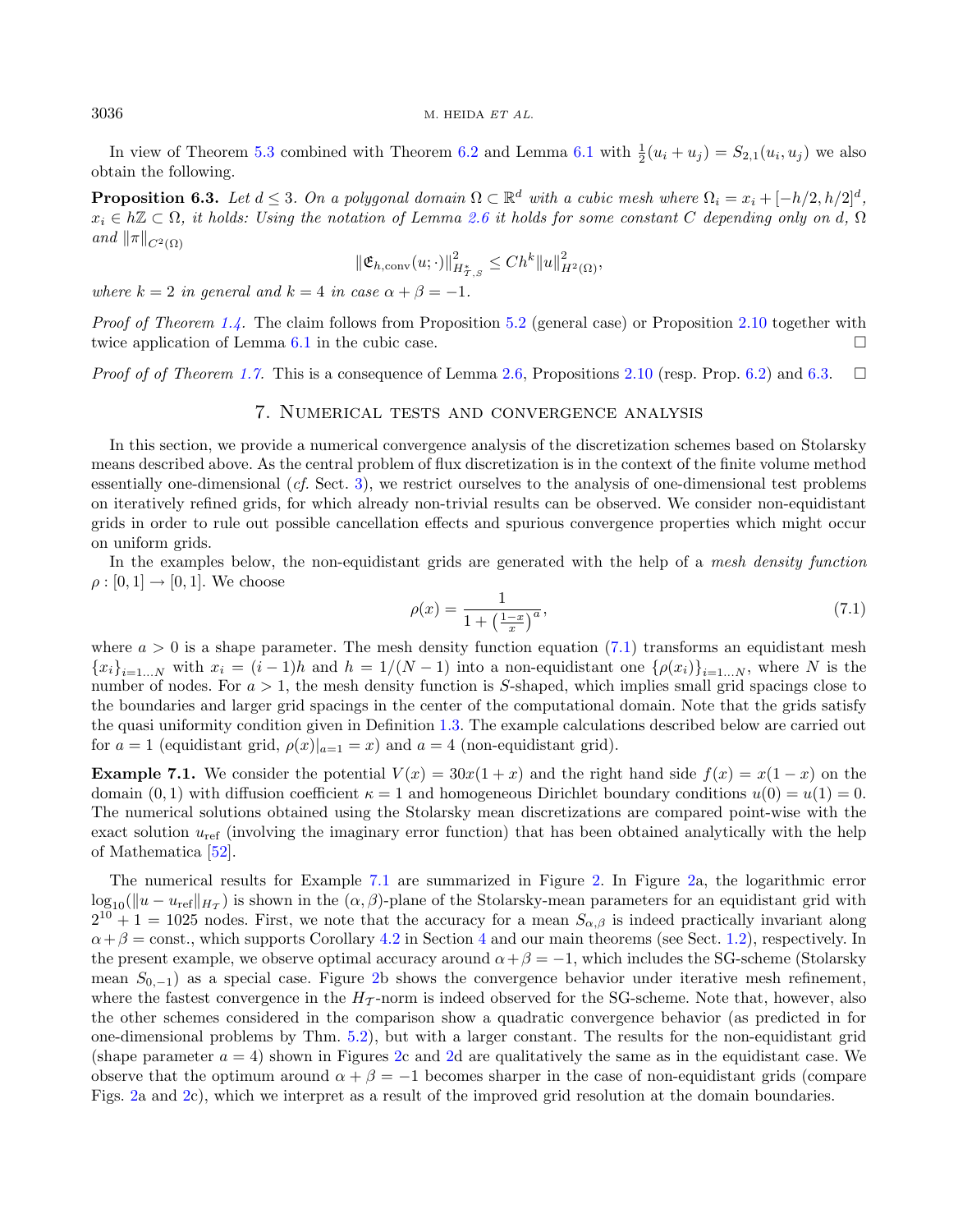In view of Theorem 5.3 combined with Theorem 6.2 and Lemma 6.1 with $\frac{1}{2}(u_i + u_j) = S_{2,1}(u_i, u_j)$ we also obtain the following.

**Proposition 6.3.** *Let $d \leq 3$. On a polygonal domain $\Omega \subset \mathbb{R}^d$ with a cubic mesh where $\Omega_i = x_i + [-h/2, h/2]^d$, $x_i \in h\mathbb{Z} \subset \Omega$, it holds: Using the notation of Lemma 2.6 it holds for some constant $C$ depending only on $d$, $\Omega$ and $\|\pi\|_{C^2(\Omega)}$*

$$\|\mathfrak{E}_{h,\mathrm{conv}}(u;\cdot)\|^2_{H^*_{\mathcal{T},S}} \leq Ch^k \|u\|^2_{H^2(\Omega)},$$

*where $k = 2$ in general and $k = 4$ in case $\alpha + \beta = -1$.*

*Proof of Theorem 1.4.* The claim follows from Proposition 5.2 (general case) or Proposition 2.10 together with twice application of Lemma 6.1 in the cubic case. □

*Proof of of Theorem 1.7.* This is a consequence of Lemma 2.6, Propositions 2.10 (resp. Prop. 6.2) and 6.3. □

## 7. Numerical tests and convergence analysis

In this section, we provide a numerical convergence analysis of the discretization schemes based on Stolarsky means described above. As the central problem of flux discretization is in the context of the finite volume method essentially one-dimensional (*cf.* Sect. 3), we restrict ourselves to the analysis of one-dimensional test problems on iteratively refined grids, for which already non-trivial results can be observed. We consider non-equidistant grids in order to rule out possible cancellation effects and spurious convergence properties which might occur on uniform grids.

In the examples below, the non-equidistant grids are generated with the help of a *mesh density function* $\rho : [0, 1] \to [0, 1]$. We choose

$$\rho(x) = \frac{1}{1 + \left(\frac{1-x}{x}\right)^a}, \tag{7.1}$$

where $a > 0$ is a shape parameter. The mesh density function equation (7.1) transforms an equidistant mesh $\{x_i\}_{i=1\ldots N}$ with $x_i = (i-1)h$ and $h = 1/(N-1)$ into a non-equidistant one $\{\rho(x_i)\}_{i=1\ldots N}$, where $N$ is the number of nodes. For $a > 1$, the mesh density function is $S$-shaped, which implies small grid spacings close to the boundaries and larger grid spacings in the center of the computational domain. Note that the grids satisfy the quasi uniformity condition given in Definition 1.3. The example calculations described below are carried out for $a = 1$ (equidistant grid, $\rho(x)|_{a=1} = x$) and $a = 4$ (non-equidistant grid).

**Example 7.1.** We consider the potential $V(x) = 30x(1 + x)$ and the right hand side $f(x) = x(1 - x)$ on the domain $(0, 1)$ with diffusion coefficient $\kappa = 1$ and homogeneous Dirichlet boundary conditions $u(0) = u(1) = 0$. The numerical solutions obtained using the Stolarsky mean discretizations are compared point-wise with the exact solution $u_{\mathrm{ref}}$ (involving the imaginary error function) that has been obtained analytically with the help of Mathematica [52].

The numerical results for Example 7.1 are summarized in Figure 2. In Figure 2a, the logarithmic error $\log_{10}(\|u - u_{\mathrm{ref}}\|_{H_{\mathcal{T}}})$ is shown in the $(\alpha, \beta)$-plane of the Stolarsky-mean parameters for an equidistant grid with $2^{10} + 1 = 1025$ nodes. First, we note that the accuracy for a mean $S_{\alpha,\beta}$ is indeed practically invariant along $\alpha + \beta = \mathrm{const.}$, which supports Corollary 4.2 in Section 4 and our main theorems (see Sect. 1.2), respectively. In the present example, we observe optimal accuracy around $\alpha + \beta = -1$, which includes the SG-scheme (Stolarsky mean $S_{0,-1}$) as a special case. Figure 2b shows the convergence behavior under iterative mesh refinement, where the fastest convergence in the $H_{\mathcal{T}}$-norm is indeed observed for the SG-scheme. Note that, however, also the other schemes considered in the comparison show a quadratic convergence behavior (as predicted in for one-dimensional problems by Thm. 5.2), but with a larger constant. The results for the non-equidistant grid (shape parameter $a = 4$) shown in Figures 2c and 2d are qualitatively the same as in the equidistant case. We observe that the optimum around $\alpha + \beta = -1$ becomes sharper in the case of non-equidistant grids (compare Figs. 2a and 2c), which we interpret as a result of the improved grid resolution at the domain boundaries.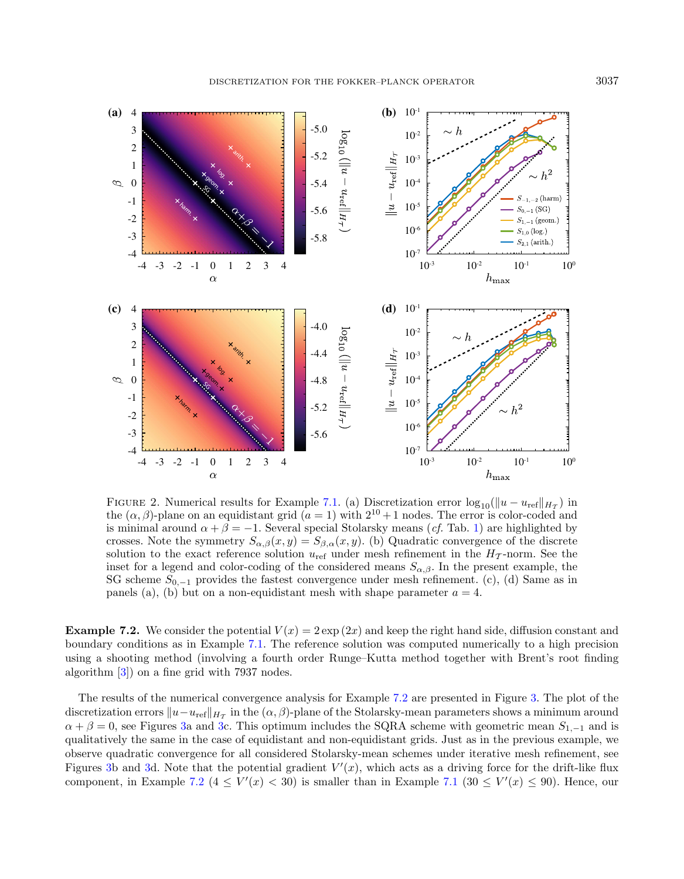FIGURE 2. Numerical results for Example 7.1. (a) Discretization error $\log_{10}(\|u - u_{\mathrm{ref}}\|_{H_{\mathcal{T}}})$ in the $(\alpha, \beta)$-plane on an equidistant grid ($a = 1$) with $2^{10} + 1$ nodes. The error is color-coded and is minimal around $\alpha + \beta = -1$. Several special Stolarsky means (*cf.* Tab. 1) are highlighted by crosses. Note the symmetry $S_{\alpha,\beta}(x, y) = S_{\beta,\alpha}(x, y)$. (b) Quadratic convergence of the discrete solution to the exact reference solution $u_{\mathrm{ref}}$ under mesh refinement in the $H_{\mathcal{T}}$-norm. See the inset for a legend and color-coding of the considered means $S_{\alpha,\beta}$. In the present example, the SG scheme $S_{0,-1}$ provides the fastest convergence under mesh refinement. (c), (d) Same as in panels (a), (b) but on a non-equidistant mesh with shape parameter $a = 4$.

**Example 7.2.** We consider the potential $V(x) = 2\exp(2x)$ and keep the right hand side, diffusion constant and boundary conditions as in Example 7.1. The reference solution was computed numerically to a high precision using a shooting method (involving a fourth order Runge–Kutta method together with Brent's root finding algorithm [3]) on a fine grid with 7937 nodes.

The results of the numerical convergence analysis for Example 7.2 are presented in Figure 3. The plot of the discretization errors $\|u - u_{\mathrm{ref}}\|_{H_{\mathcal{T}}}$ in the $(\alpha, \beta)$-plane of the Stolarsky-mean parameters shows a minimum around $\alpha + \beta = 0$, see Figures 3a and 3c. This optimum includes the SQRA scheme with geometric mean $S_{1,-1}$ and is qualitatively the same in the case of equidistant and non-equidistant grids. Just as in the previous example, we observe quadratic convergence for all considered Stolarsky-mean schemes under iterative mesh refinement, see Figures 3b and 3d. Note that the potential gradient $V'(x)$, which acts as a driving force for the drift-like flux component, in Example 7.2 ($4 \leq V'(x) < 30$) is smaller than in Example 7.1 ($30 \leq V'(x) \leq 90$). Hence, our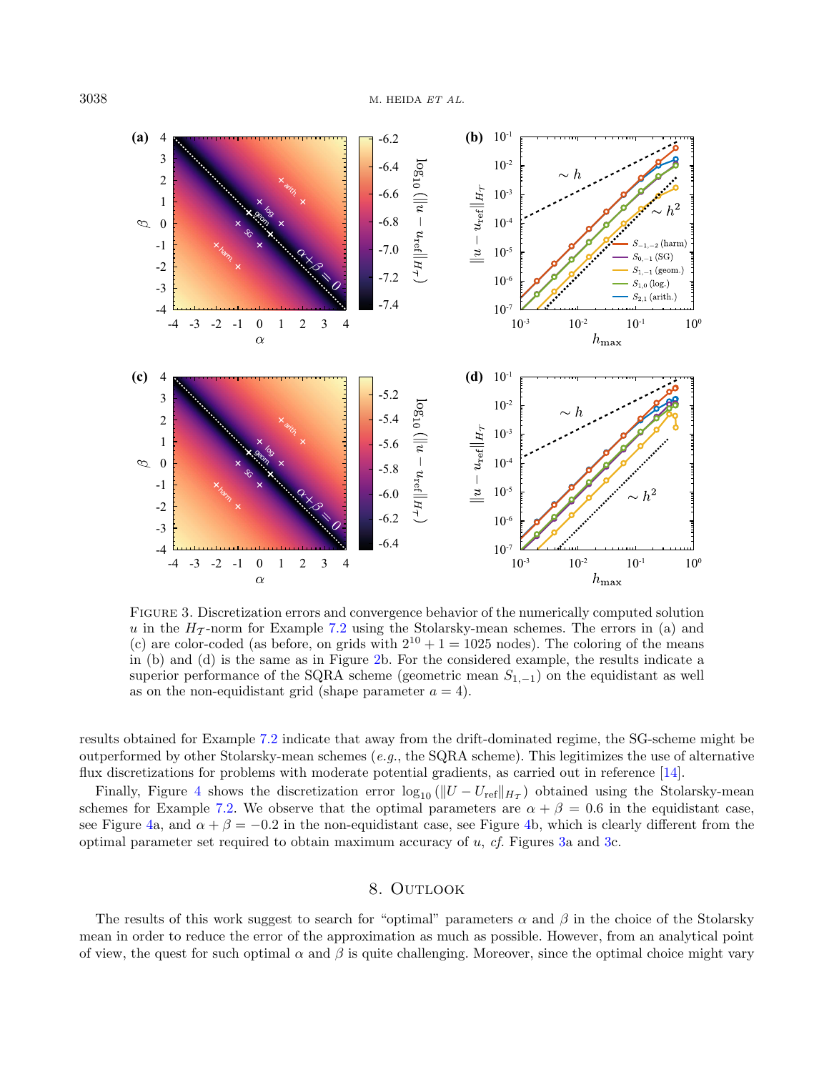FIGURE 3. Discretization errors and convergence behavior of the numerically computed solution $u$ in the $H_\mathcal{T}$-norm for Example 7.2 using the Stolarsky-mean schemes. The errors in (a) and (c) are color-coded (as before, on grids with $2^{10} + 1 = 1025$ nodes). The coloring of the means in (b) and (d) is the same as in Figure 2b. For the considered example, the results indicate a superior performance of the SQRA scheme (geometric mean $S_{1,-1}$) on the equidistant as well as on the non-equidistant grid (shape parameter $a = 4$).

results obtained for Example 7.2 indicate that away from the drift-dominated regime, the SG-scheme might be outperformed by other Stolarsky-mean schemes (*e.g.*, the SQRA scheme). This legitimizes the use of alternative flux discretizations for problems with moderate potential gradients, as carried out in reference [14].

Finally, Figure 4 shows the discretization error $\log_{10}(\|U - U_{\text{ref}}\|_{H_\mathcal{T}})$ obtained using the Stolarsky-mean schemes for Example 7.2. We observe that the optimal parameters are $\alpha + \beta = 0.6$ in the equidistant case, see Figure 4a, and $\alpha + \beta = -0.2$ in the non-equidistant case, see Figure 4b, which is clearly different from the optimal parameter set required to obtain maximum accuracy of $u$, *cf.* Figures 3a and 3c.

## 8. Outlook

The results of this work suggest to search for "optimal" parameters $\alpha$ and $\beta$ in the choice of the Stolarsky mean in order to reduce the error of the approximation as much as possible. However, from an analytical point of view, the quest for such optimal $\alpha$ and $\beta$ is quite challenging. Moreover, since the optimal choice might vary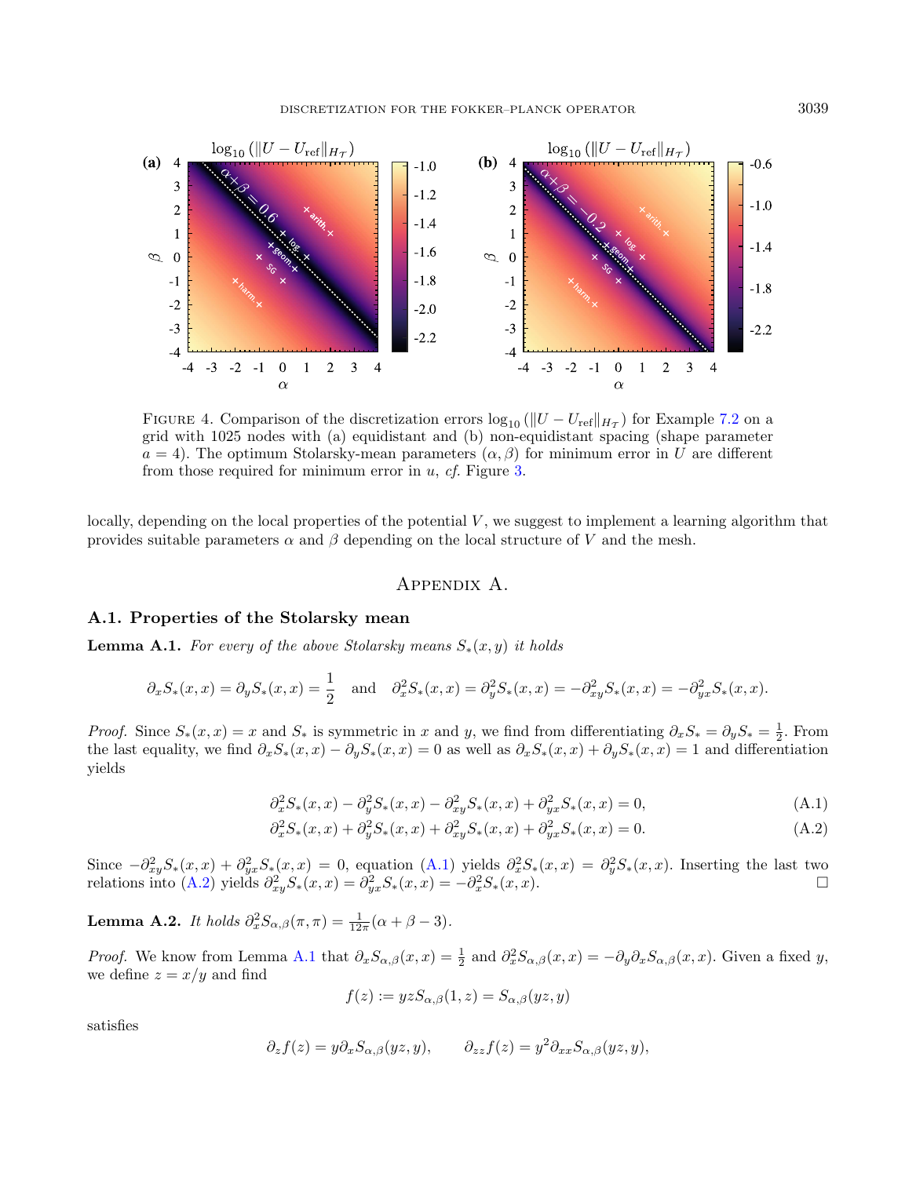FIGURE 4. Comparison of the discretization errors $\log_{10}(\|U - U_{\text{ref}}\|_{H_{\mathcal{T}}})$ for Example 7.2 on a grid with 1025 nodes with (a) equidistant and (b) non-equidistant spacing (shape parameter $a = 4$). The optimum Stolarsky-mean parameters $(\alpha, \beta)$ for minimum error in $U$ are different from those required for minimum error in $u$, *cf.* Figure 3.

locally, depending on the local properties of the potential $V$, we suggest to implement a learning algorithm that provides suitable parameters $\alpha$ and $\beta$ depending on the local structure of $V$ and the mesh.

# Appendix A.

## A.1. Properties of the Stolarsky mean

**Lemma A.1.** *For every of the above Stolarsky means $S_*(x,y)$ it holds*

$$\partial_x S_*(x,x) = \partial_y S_*(x,x) = \frac{1}{2} \quad \text{and} \quad \partial_x^2 S_*(x,x) = \partial_y^2 S_*(x,x) = -\partial_{xy}^2 S_*(x,x) = -\partial_{yx}^2 S_*(x,x).$$

*Proof.* Since $S_*(x,x) = x$ and $S_*$ is symmetric in $x$ and $y$, we find from differentiating $\partial_x S_* = \partial_y S_* = \frac{1}{2}$. From the last equality, we find $\partial_x S_*(x,x) - \partial_y S_*(x,x) = 0$ as well as $\partial_x S_*(x,x) + \partial_y S_*(x,x) = 1$ and differentiation yields

$$\partial_x^2 S_*(x,x) - \partial_y^2 S_*(x,x) - \partial_{xy}^2 S_*(x,x) + \partial_{yx}^2 S_*(x,x) = 0, \tag{A.1}$$

$$\partial_x^2 S_*(x,x) + \partial_y^2 S_*(x,x) + \partial_{xy}^2 S_*(x,x) + \partial_{yx}^2 S_*(x,x) = 0. \tag{A.2}$$

Since $-\partial_{xy}^2 S_*(x,x) + \partial_{yx}^2 S_*(x,x) = 0$, equation (A.1) yields $\partial_x^2 S_*(x,x) = \partial_y^2 S_*(x,x)$. Inserting the last two relations into (A.2) yields $\partial_{xy}^2 S_*(x,x) = \partial_{yx}^2 S_*(x,x) = -\partial_x^2 S_*(x,x)$. □

**Lemma A.2.** *It holds $\partial_x^2 S_{\alpha,\beta}(\pi,\pi) = \frac{1}{12\pi}(\alpha + \beta - 3)$.*

*Proof.* We know from Lemma A.1 that $\partial_x S_{\alpha,\beta}(x,x) = \frac{1}{2}$ and $\partial_x^2 S_{\alpha,\beta}(x,x) = -\partial_y \partial_x S_{\alpha,\beta}(x,x)$. Given a fixed $y$, we define $z = x/y$ and find

$$f(z) := yz S_{\alpha,\beta}(1,z) = S_{\alpha,\beta}(yz,y)$$

satisfies

$$\partial_z f(z) = y \partial_x S_{\alpha,\beta}(yz,y), \qquad \partial_{zz} f(z) = y^2 \partial_{xx} S_{\alpha,\beta}(yz,y),$$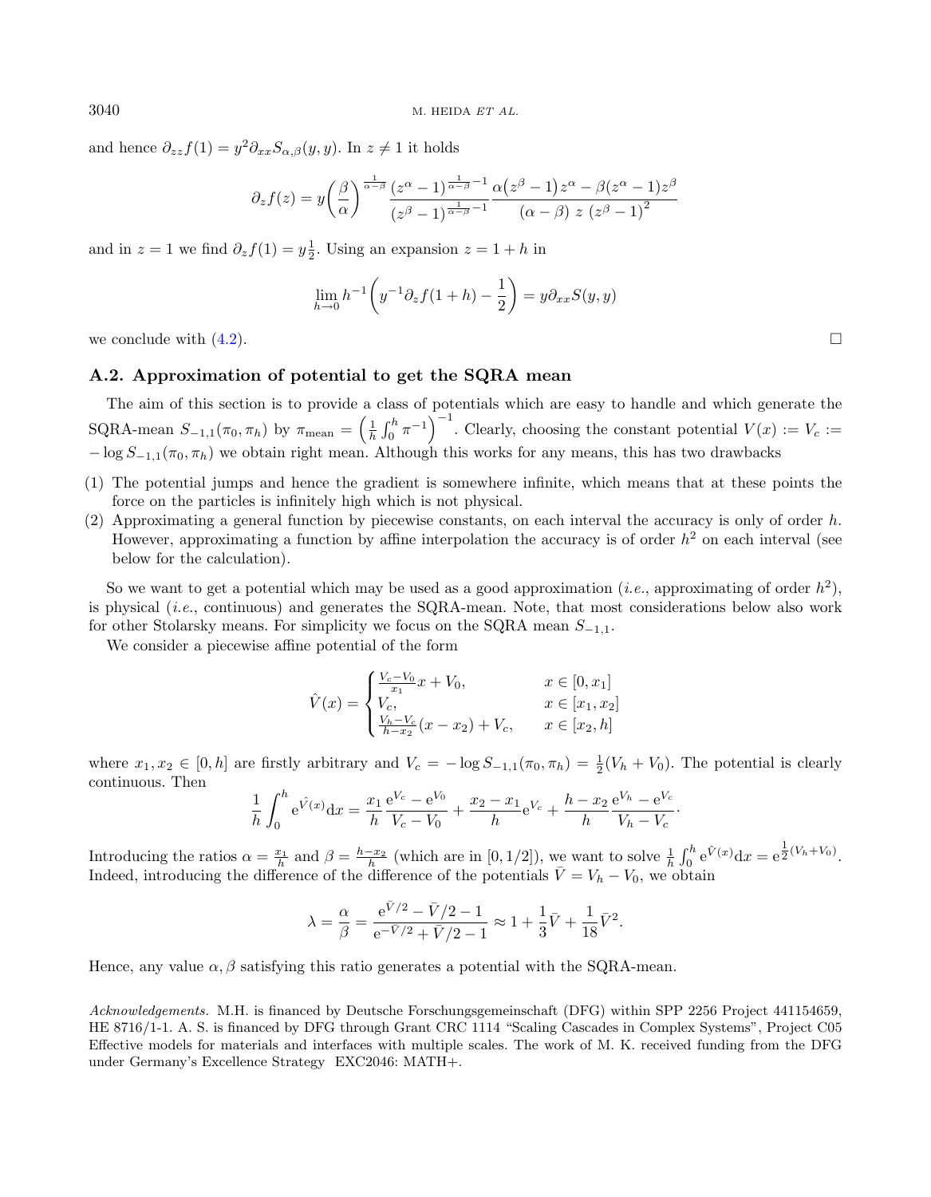and hence $\partial_{zz} f(1) = y^2 \partial_{xx} S_{\alpha,\beta}(y,y)$. In $z \neq 1$ it holds

$$\partial_z f(z) = y\left(\frac{\beta}{\alpha}\right)^{\frac{1}{\alpha-\beta}} \frac{(z^\alpha - 1)^{\frac{1}{\alpha-\beta}-1}}{(z^\beta - 1)^{\frac{1}{\alpha-\beta}-1}} \frac{\alpha\big(z^\beta - 1\big)z^\alpha - \beta(z^\alpha - 1)z^\beta}{(\alpha-\beta)\ z\ (z^\beta - 1)^2}$$

and in $z = 1$ we find $\partial_z f(1) = y\frac{1}{2}$. Using an expansion $z = 1 + h$ in

$$\lim_{h\to 0} h^{-1}\left(y^{-1}\partial_z f(1+h) - \frac{1}{2}\right) = y\partial_{xx} S(y,y)$$

we conclude with (4.2). □

### A.2. Approximation of potential to get the SQRA mean

The aim of this section is to provide a class of potentials which are easy to handle and which generate the SQRA-mean $S_{-1,1}(\pi_0, \pi_h)$ by $\pi_{\text{mean}} = \left(\frac{1}{h}\int_0^h \pi^{-1}\right)^{-1}$. Clearly, choosing the constant potential $V(x) := V_c := -\log S_{-1,1}(\pi_0, \pi_h)$ we obtain right mean. Although this works for any means, this has two drawbacks

1. The potential jumps and hence the gradient is somewhere infinite, which means that at these points the force on the particles is infinitely high which is not physical.
2. Approximating a general function by piecewise constants, on each interval the accuracy is only of order $h$. However, approximating a function by affine interpolation the accuracy is of order $h^2$ on each interval (see below for the calculation).

So we want to get a potential which may be used as a good approximation (*i.e.*, approximating of order $h^2$), is physical (*i.e.*, continuous) and generates the SQRA-mean. Note, that most considerations below also work for other Stolarsky means. For simplicity we focus on the SQRA mean $S_{-1,1}$.

We consider a piecewise affine potential of the form

$$\hat{V}(x) = \begin{cases} \frac{V_c - V_0}{x_1}x + V_0, & x \in [0, x_1] \\ V_c, & x \in [x_1, x_2] \\ \frac{V_h - V_c}{h - x_2}(x - x_2) + V_c, & x \in [x_2, h] \end{cases}$$

where $x_1, x_2 \in [0, h]$ are firstly arbitrary and $V_c = -\log S_{-1,1}(\pi_0, \pi_h) = \frac{1}{2}(V_h + V_0)$. The potential is clearly continuous. Then

$$\frac{1}{h}\int_0^h e^{\hat{V}(x)}dx = \frac{x_1}{h}\frac{e^{V_c} - e^{V_0}}{V_c - V_0} + \frac{x_2 - x_1}{h}e^{V_c} + \frac{h - x_2}{h}\frac{e^{V_h} - e^{V_c}}{V_h - V_c}.$$

Introducing the ratios $\alpha = \frac{x_1}{h}$ and $\beta = \frac{h - x_2}{h}$ (which are in $[0, 1/2]$), we want to solve $\frac{1}{h}\int_0^h e^{\hat{V}(x)}dx = e^{\frac{1}{2}(V_h + V_0)}$. Indeed, introducing the difference of the difference of the potentials $\bar{V} = V_h - V_0$, we obtain

$$\lambda = \frac{\alpha}{\beta} = \frac{e^{\bar{V}/2} - \bar{V}/2 - 1}{e^{-\bar{V}/2} + \bar{V}/2 - 1} \approx 1 + \frac{1}{3}\bar{V} + \frac{1}{18}\bar{V}^2.$$

Hence, any value $\alpha, \beta$ satisfying this ratio generates a potential with the SQRA-mean.

*Acknowledgements.* M.H. is financed by Deutsche Forschungsgemeinschaft (DFG) within SPP 2256 Project 441154659, HE 8716/1-1. A. S. is financed by DFG through Grant CRC 1114 "Scaling Cascades in Complex Systems", Project C05 Effective models for materials and interfaces with multiple scales. The work of M. K. received funding from the DFG under Germany's Excellence Strategy EXC2046: MATH+.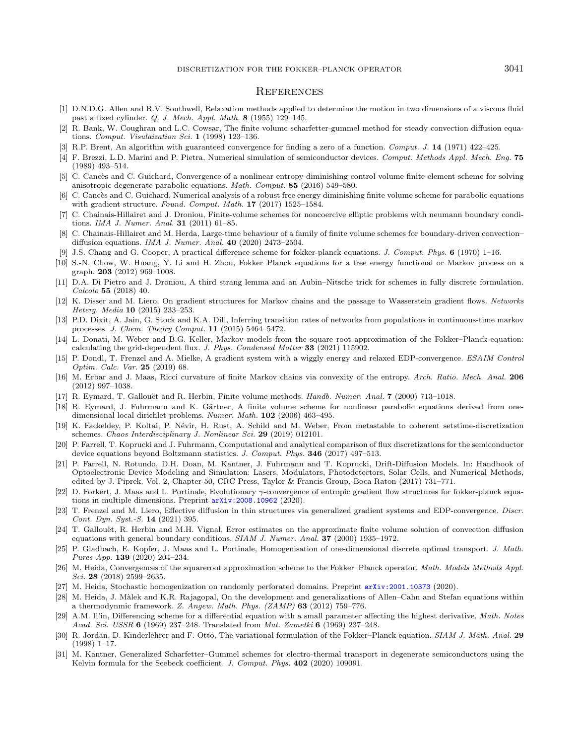## References

[1] D.N.D.G. Allen and R.V. Southwell, Relaxation methods applied to determine the motion in two dimensions of a viscous fluid past a fixed cylinder. *Q. J. Mech. Appl. Math.* **8** (1955) 129–145.

[2] R. Bank, W. Coughran and L.C. Cowsar, The finite volume scharfetter-gummel method for steady convection diffusion equations. *Comput. Visulaization Sci.* **1** (1998) 123–136.

[3] R.P. Brent, An algorithm with guaranteed convergence for finding a zero of a function. *Comput. J.* **14** (1971) 422–425.

[4] F. Brezzi, L.D. Marini and P. Pietra, Numerical simulation of semiconductor devices. *Comput. Methods Appl. Mech. Eng.* **75** (1989) 493–514.

[5] C. Cancès and C. Guichard, Convergence of a nonlinear entropy diminishing control volume finite element scheme for solving anisotropic degenerate parabolic equations. *Math. Comput.* **85** (2016) 549–580.

[6] C. Cancès and C. Guichard, Numerical analysis of a robust free energy diminishing finite volume scheme for parabolic equations with gradient structure. *Found. Comput. Math.* **17** (2017) 1525–1584.

[7] C. Chainais-Hillairet and J. Droniou, Finite-volume schemes for noncoercive elliptic problems with neumann boundary conditions. *IMA J. Numer. Anal.* **31** (2011) 61–85.

[8] C. Chainais-Hillairet and M. Herda, Large-time behaviour of a family of finite volume schemes for boundary-driven convection–diffusion equations. *IMA J. Numer. Anal.* **40** (2020) 2473–2504.

[9] J.S. Chang and G. Cooper, A practical difference scheme for fokker-planck equations. *J. Comput. Phys.* **6** (1970) 1–16.

[10] S.-N. Chow, W. Huang, Y. Li and H. Zhou, Fokker–Planck equations for a free energy functional or Markov process on a graph. **203** (2012) 969–1008.

[11] D.A. Di Pietro and J. Droniou, A third strang lemma and an Aubin–Nitsche trick for schemes in fully discrete formulation. *Calcolo* **55** (2018) 40.

[12] K. Disser and M. Liero, On gradient structures for Markov chains and the passage to Wasserstein gradient flows. *Networks Heterg. Media* **10** (2015) 233–253.

[13] P.D. Dixit, A. Jain, G. Stock and K.A. Dill, Inferring transition rates of networks from populations in continuous-time markov processes. *J. Chem. Theory Comput.* **11** (2015) 5464–5472.

[14] L. Donati, M. Weber and B.G. Keller, Markov models from the square root approximation of the Fokker–Planck equation: calculating the grid-dependent flux. *J. Phys. Condensed Matter* **33** (2021) 115902.

[15] P. Dondl, T. Frenzel and A. Mielke, A gradient system with a wiggly energy and relaxed EDP-convergence. *ESAIM Control Optim. Calc. Var.* **25** (2019) 68.

[16] M. Erbar and J. Maas, Ricci curvature of finite Markov chains via convexity of the entropy. *Arch. Ratio. Mech. Anal.* **206** (2012) 997–1038.

[17] R. Eymard, T. Gallouët and R. Herbin, Finite volume methods. *Handb. Numer. Anal.* **7** (2000) 713–1018.

[18] R. Eymard, J. Fuhrmann and K. Gärtner, A finite volume scheme for nonlinear parabolic equations derived from one-dimensional local dirichlet problems. *Numer. Math.* **102** (2006) 463–495.

[19] K. Fackeldey, P. Koltai, P. Névir, H. Rust, A. Schild and M. Weber, From metastable to coherent setstime-discretization schemes. *Chaos Interdisciplinary J. Nonlinear Sci.* **29** (2019) 012101.

[20] P. Farrell, T. Koprucki and J. Fuhrmann, Computational and analytical comparison of flux discretizations for the semiconductor device equations beyond Boltzmann statistics. *J. Comput. Phys.* **346** (2017) 497–513.

[21] P. Farrell, N. Rotundo, D.H. Doan, M. Kantner, J. Fuhrmann and T. Koprucki, Drift-Diffusion Models. In: Handbook of Optoelectronic Device Modeling and Simulation: Lasers, Modulators, Photodetectors, Solar Cells, and Numerical Methods, edited by J. Piprek. Vol. 2, Chapter 50, CRC Press, Taylor & Francis Group, Boca Raton (2017) 731–771.

[22] D. Forkert, J. Maas and L. Portinale, Evolutionary $\gamma$-convergence of entropic gradient flow structures for fokker-planck equations in multiple dimensions. Preprint arXiv:2008.10962 (2020).

[23] T. Frenzel and M. Liero, Effective diffusion in thin structures via generalized gradient systems and EDP-convergence. *Discr. Cont. Dyn. Syst.-S.* **14** (2021) 395.

[24] T. Gallouët, R. Herbin and M.H. Vignal, Error estimates on the approximate finite volume solution of convection diffusion equations with general boundary conditions. *SIAM J. Numer. Anal.* **37** (2000) 1935–1972.

[25] P. Gladbach, E. Kopfer, J. Maas and L. Portinale, Homogenisation of one-dimensional discrete optimal transport. *J. Math. Pures App.* **139** (2020) 204–234.

[26] M. Heida, Convergences of the squareroot approximation scheme to the Fokker–Planck operator. *Math. Models Methods Appl. Sci.* **28** (2018) 2599–2635.

[27] M. Heida, Stochastic homogenization on randomly perforated domains. Preprint arXiv:2001.10373 (2020).

[28] M. Heida, J. Màlek and K.R. Rajagopal, On the development and generalizations of Allen–Cahn and Stefan equations within a thermodynmic framework. *Z. Angew. Math. Phys. (ZAMP)* **63** (2012) 759–776.

[29] A.M. Il'in, Differencing scheme for a differential equation with a small parameter affecting the highest derivative. *Math. Notes Acad. Sci. USSR* **6** (1969) 237–248. Translated from *Mat. Zametki* **6** (1969) 237–248.

[30] R. Jordan, D. Kinderlehrer and F. Otto, The variational formulation of the Fokker–Planck equation. *SIAM J. Math. Anal.* **29** (1998) 1–17.

[31] M. Kantner, Generalized Scharfetter–Gummel schemes for electro-thermal transport in degenerate semiconductors using the Kelvin formula for the Seebeck coefficient. *J. Comput. Phys.* **402** (2020) 109091.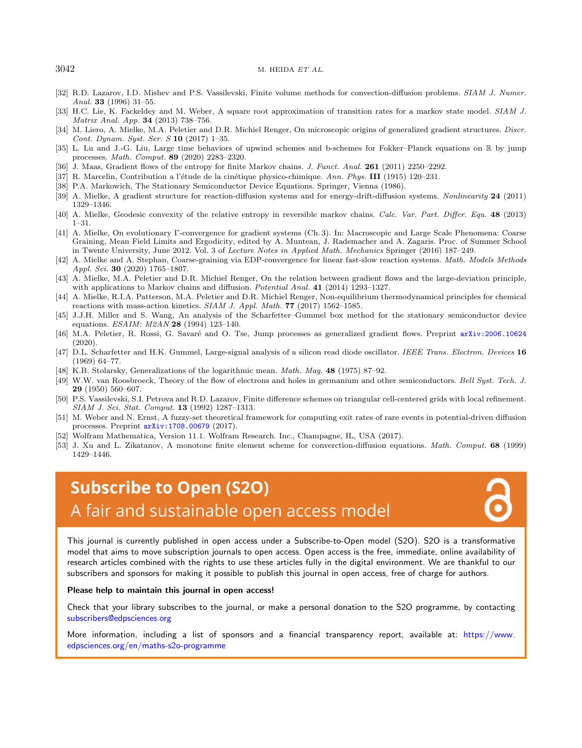[32] R.D. Lazarov, I.D. Mishev and P.S. Vassilevski, Finite volume methods for convection-diffusion problems. *SIAM J. Numer. Anal.* **33** (1996) 31–55.

[33] H.C. Lie, K. Fackeldey and M. Weber, A square root approximation of transition rates for a markov state model. *SIAM J. Matrix Anal. App.* **34** (2013) 738–756.

[34] M. Liero, A. Mielke, M.A. Peletier and D.R. Michiel Renger, On microscopic origins of generalized gradient structures. *Discr. Cont. Dynam. Syst. Ser. S* **10** (2017) 1–35.

[35] L. Lu and J.-G. Liu, Large time behaviors of upwind schemes and b-schemes for Fokker–Planck equations on $\mathbb{R}$ by jump processes. *Math. Comput.* **89** (2020) 2283–2320.

[36] J. Maas, Gradient flows of the entropy for finite Markov chains. *J. Funct. Anal.* **261** (2011) 2250–2292.

[37] R. Marcelin, Contribution a l'étude de la cinétique physico-chimique. *Ann. Phys.* **III** (1915) 120–231.

[38] P.A. Markowich, The Stationary Semiconductor Device Equations. Springer, Vienna (1986).

[39] A. Mielke, A gradient structure for reaction-diffusion systems and for energy-drift-diffusion systems. *Nonlinearity* **24** (2011) 1329–1346.

[40] A. Mielke, Geodesic convexity of the relative entropy in reversible markov chains. *Calc. Var. Part. Differ. Equ.* **48** (2013) 1–31.

[41] A. Mielke, On evolutionary Γ-convergence for gradient systems (Ch. 3). In: Macroscopic and Large Scale Phenomena: Coarse Graining, Mean Field Limits and Ergodicity, edited by A. Muntean, J. Rademacher and A. Zagaris. Proc. of Summer School in Twente University, June 2012. Vol. 3 of *Lecture Notes in Applied Math. Mechanics* Springer (2016) 187–249.

[42] A. Mielke and A. Stephan, Coarse-graining via EDP-convergence for linear fast-slow reaction systems. *Math. Models Methods Appl. Sci.* **30** (2020) 1765–1807.

[43] A. Mielke, M.A. Peletier and D.R. Michiel Renger, On the relation between gradient flows and the large-deviation principle, with applications to Markov chains and diffusion. *Potential Anal.* **41** (2014) 1293–1327.

[44] A. Mielke, R.I.A. Patterson, M.A. Peletier and D.R. Michiel Renger, Non-equilibrium thermodynamical principles for chemical reactions with mass-action kinetics. *SIAM J. Appl. Math.* **77** (2017) 1562–1585.

[45] J.J.H. Miller and S. Wang, An analysis of the Scharfetter–Gummel box method for the stationary semiconductor device equations. *ESAIM: M2AN* **28** (1994) 123–140.

[46] M.A. Peletier, R. Rossi, G. Savaré and O. Tse, Jump processes as generalized gradient flows. Preprint arXiv:2006.10624 (2020).

[47] D.L. Scharfetter and H.K. Gummel, Large-signal analysis of a silicon read diode oscillator. *IEEE Trans. Electron. Devices* **16** (1969) 64–77.

[48] K.B. Stolarsky, Generalizations of the logarithmic mean. *Math. Mag.* **48** (1975) 87–92.

[49] W.W. van Roosbroeck, Theory of the flow of electrons and holes in germanium and other semiconductors. *Bell Syst. Tech. J.* **29** (1950) 560–607.

[50] P.S. Vassilevski, S.I. Petrova and R.D. Lazarov, Finite difference schemes on triangular cell-centered grids with local refinement. *SIAM J. Sci. Stat. Comput.* **13** (1992) 1287–1313.

[51] M. Weber and N. Ernst, A fuzzy-set theoretical framework for computing exit rates of rare events in potential-driven diffusion processes. Preprint arXiv:1708.00679 (2017).

[52] Wolfram Mathematica, Version 11.1. Wolfram Research. Inc., Champagne, IL, USA (2017).

[53] J. Xu and L. Zikatanov, A monotone finite element scheme for converction-diffusion equations. *Math. Comput.* **68** (1999) 1429–1446.

## Subscribe to Open (S2O)

A fair and sustainable open access model

This journal is currently published in open access under a Subscribe-to-Open model (S2O). S2O is a transformative model that aims to move subscription journals to open access. Open access is the free, immediate, online availability of research articles combined with the rights to use these articles fully in the digital environment. We are thankful to our subscribers and sponsors for making it possible to publish this journal in open access, free of charge for authors.

**Please help to maintain this journal in open access!**

Check that your library subscribes to the journal, or make a personal donation to the S2O programme, by contacting subscribers@edpsciences.org

More information, including a list of sponsors and a financial transparency report, available at: https://www.edpsciences.org/en/maths-s2o-programme